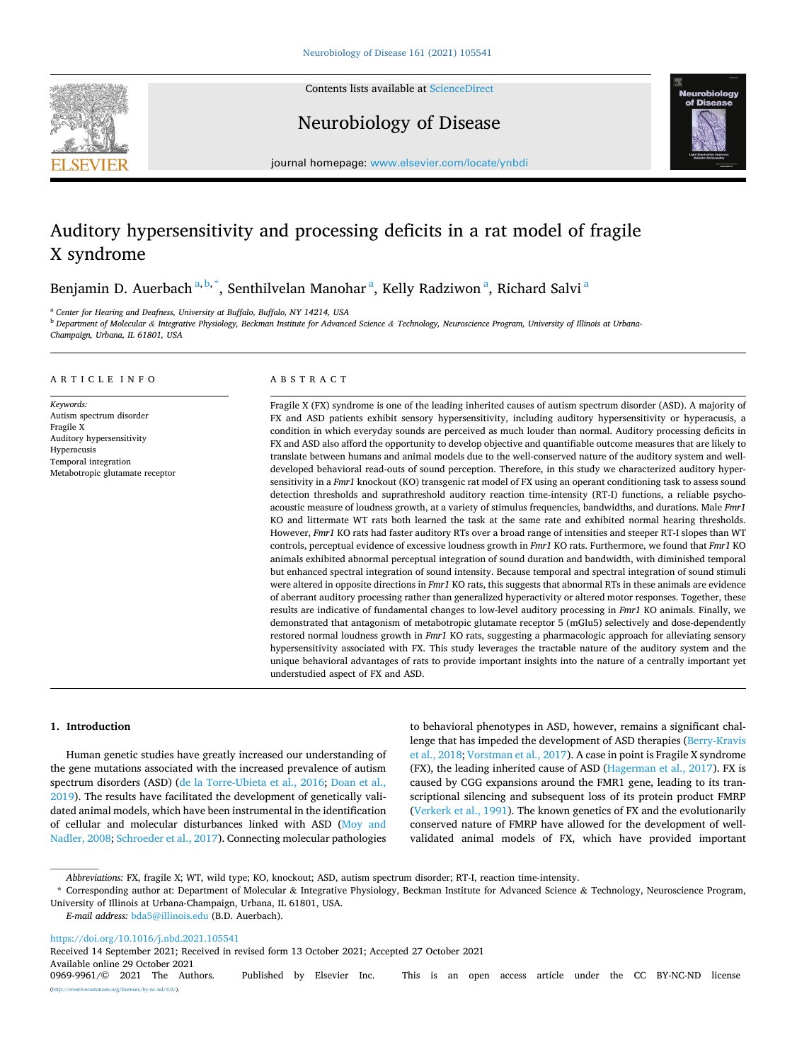Contents lists available at ScienceDirect

# Neurobiology of Disease

journal homepage: www.elsevier.com/locate/ynbdi

# Auditory hypersensitivity and processing deficits in a rat model of fragile X syndrome

Benjamin D. Auerbach[a,b,*], Senthilvelan Manohar[a], Kelly Radziwon[a], Richard Salvi[a]

[a] Center for Hearing and Deafness, University at Buffalo, Buffalo, NY 14214, USA

[b] Department of Molecular & Integrative Physiology, Beckman Institute for Advanced Science & Technology, Neuroscience Program, University of Illinois at Urbana-Champaign, Urbana, IL 61801, USA

## ARTICLE INFO

*Keywords:*
Autism spectrum disorder
Fragile X
Auditory hypersensitivity
Hyperacusis
Temporal integration
Metabotropic glutamate receptor

## ABSTRACT

Fragile X (FX) syndrome is one of the leading inherited causes of autism spectrum disorder (ASD). A majority of FX and ASD patients exhibit sensory hypersensitivity, including auditory hypersensitivity or hyperacusis, a condition in which everyday sounds are perceived as much louder than normal. Auditory processing deficits in FX and ASD also afford the opportunity to develop objective and quantifiable outcome measures that are likely to translate between humans and animal models due to the well-conserved nature of the auditory system and well-developed behavioral read-outs of sound perception. Therefore, in this study we characterized auditory hypersensitivity in a *Fmr1* knockout (KO) transgenic rat model of FX using an operant conditioning task to assess sound detection thresholds and suprathreshold auditory reaction time-intensity (RT-I) functions, a reliable psychoacoustic measure of loudness growth, at a variety of stimulus frequencies, bandwidths, and durations. Male *Fmr1* KO and littermate WT rats both learned the task at the same rate and exhibited normal hearing thresholds. However, *Fmr1* KO rats had faster auditory RTs over a broad range of intensities and steeper RT-I slopes than WT controls, perceptual evidence of excessive loudness growth in *Fmr1* KO rats. Furthermore, we found that *Fmr1* KO animals exhibited abnormal perceptual integration of sound duration and bandwidth, with diminished temporal but enhanced spectral integration of sound intensity. Because temporal and spectral integration of sound stimuli were altered in opposite directions in *Fmr1* KO rats, this suggests that abnormal RTs in these animals are evidence of aberrant auditory processing rather than generalized hyperactivity or altered motor responses. Together, these results are indicative of fundamental changes to low-level auditory processing in *Fmr1* KO animals. Finally, we demonstrated that antagonism of metabotropic glutamate receptor 5 (mGlu5) selectively and dose-dependently restored normal loudness growth in *Fmr1* KO rats, suggesting a pharmacologic approach for alleviating sensory hypersensitivity associated with FX. This study leverages the tractable nature of the auditory system and the unique behavioral advantages of rats to provide important insights into the nature of a centrally important yet understudied aspect of FX and ASD.

## 1. Introduction

Human genetic studies have greatly increased our understanding of the gene mutations associated with the increased prevalence of autism spectrum disorders (ASD) (de la Torre-Ubieta et al., 2016; Doan et al., 2019). The results have facilitated the development of genetically validated animal models, which have been instrumental in the identification of cellular and molecular disturbances linked with ASD (Moy and Nadler, 2008; Schroeder et al., 2017). Connecting molecular pathologies to behavioral phenotypes in ASD, however, remains a significant challenge that has impeded the development of ASD therapies (Berry-Kravis et al., 2018; Vorstman et al., 2017). A case in point is Fragile X syndrome (FX), the leading inherited cause of ASD (Hagerman et al., 2017). FX is caused by CGG expansions around the FMR1 gene, leading to its transcriptional silencing and subsequent loss of its protein product FMRP (Verkerk et al., 1991). The known genetics of FX and the evolutionarily conserved nature of FMRP have allowed for the development of well-validated animal models of FX, which have provided important

---

*Abbreviations:* FX, fragile X; WT, wild type; KO, knockout; ASD, autism spectrum disorder; RT-I, reaction time-intensity.

\* Corresponding author at: Department of Molecular & Integrative Physiology, Beckman Institute for Advanced Science & Technology, Neuroscience Program, University of Illinois at Urbana-Champaign, Urbana, IL 61801, USA.

*E-mail address:* bda5@illinois.edu (B.D. Auerbach).

https://doi.org/10.1016/j.nbd.2021.105541
Received 14 September 2021; Received in revised form 13 October 2021; Accepted 27 October 2021
Available online 29 October 2021
0969-9961/© 2021 The Authors. Published by Elsevier Inc. This is an open access article under the CC BY-NC-ND license (http://creativecommons.org/licenses/by-nc-nd/4.0/).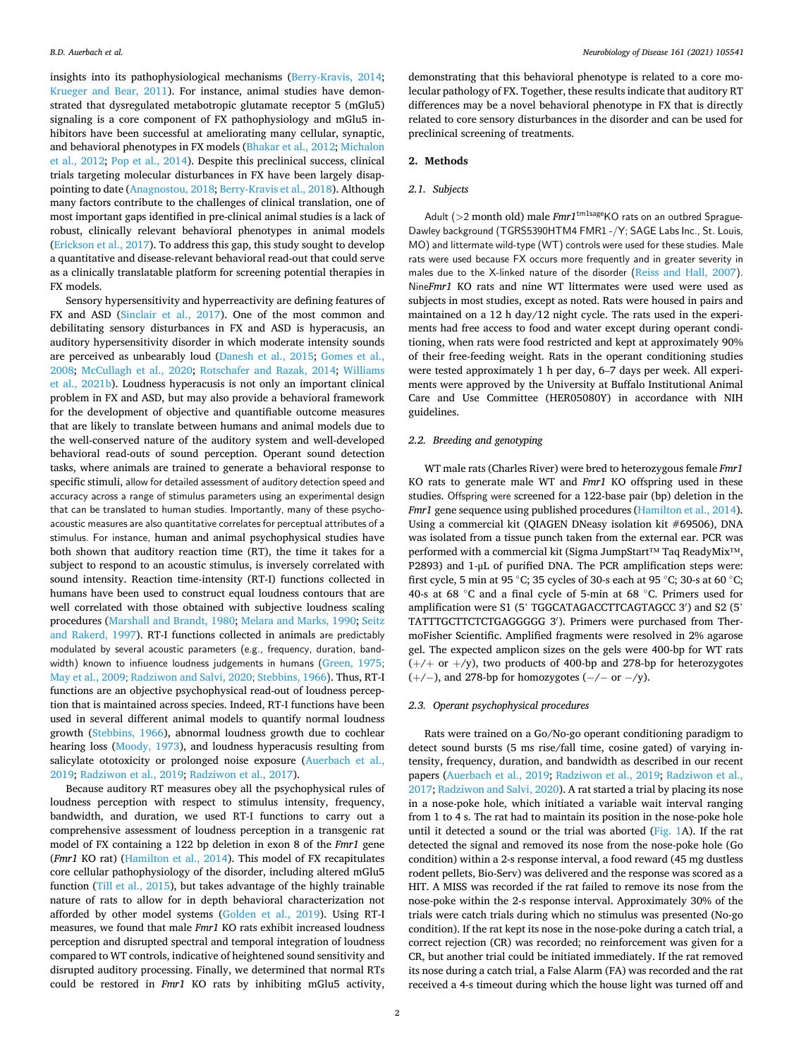insights into its pathophysiological mechanisms (Berry-Kravis, 2014; Krueger and Bear, 2011). For instance, animal studies have demonstrated that dysregulated metabotropic glutamate receptor 5 (mGlu5) signaling is a core component of FX pathophysiology and mGlu5 inhibitors have been successful at ameliorating many cellular, synaptic, and behavioral phenotypes in FX models (Bhakar et al., 2012; Michalon et al., 2012; Pop et al., 2014). Despite this preclinical success, clinical trials targeting molecular disturbances in FX have been largely disappointing to date (Anagnostou, 2018; Berry-Kravis et al., 2018). Although many factors contribute to the challenges of clinical translation, one of most important gaps identified in pre-clinical animal studies is a lack of robust, clinically relevant behavioral phenotypes in animal models (Erickson et al., 2017). To address this gap, this study sought to develop a quantitative and disease-relevant behavioral read-out that could serve as a clinically translatable platform for screening potential therapies in FX models.

Sensory hypersensitivity and hyperreactivity are defining features of FX and ASD (Sinclair et al., 2017). One of the most common and debilitating sensory disturbances in FX and ASD is hyperacusis, an auditory hypersensitivity disorder in which moderate intensity sounds are perceived as unbearably loud (Danesh et al., 2015; Gomes et al., 2008; McCullagh et al., 2020; Rotschafer and Razak, 2014; Williams et al., 2021b). Loudness hyperacusis is not only an important clinical problem in FX and ASD, but may also provide a behavioral framework for the development of objective and quantifiable outcome measures that are likely to translate between humans and animal models due to the well-conserved nature of the auditory system and well-developed behavioral read-outs of sound perception. Operant sound detection tasks, where animals are trained to generate a behavioral response to specific stimuli, allow for detailed assessment of auditory detection speed and accuracy across a range of stimulus parameters using an experimental design that can be translated to human studies. Importantly, many of these psychoacoustic measures are also quantitative correlates for perceptual attributes of a stimulus. For instance, human and animal psychophysical studies have both shown that auditory reaction time (RT), the time it takes for a subject to respond to an acoustic stimulus, is inversely correlated with sound intensity. Reaction time-intensity (RT-I) functions collected in humans have been used to construct equal loudness contours that are well correlated with those obtained with subjective loudness scaling procedures (Marshall and Brandt, 1980; Melara and Marks, 1990; Seitz and Rakerd, 1997). RT-I functions collected in animals are predictably modulated by several acoustic parameters (e.g., frequency, duration, bandwidth) known to influence loudness judgements in humans (Green, 1975; May et al., 2009; Radziwon and Salvi, 2020; Stebbins, 1966). Thus, RT-I functions are an objective psychophysical read-out of loudness perception that is maintained across species. Indeed, RT-I functions have been used in several different animal models to quantify normal loudness growth (Stebbins, 1966), abnormal loudness growth due to cochlear hearing loss (Moody, 1973), and loudness hyperacusis resulting from salicylate ototoxicity or prolonged noise exposure (Auerbach et al., 2019; Radziwon et al., 2019; Radziwon et al., 2017).

Because auditory RT measures obey all the psychophysical rules of loudness perception with respect to stimulus intensity, frequency, bandwidth, and duration, we used RT-I functions to carry out a comprehensive assessment of loudness perception in a transgenic rat model of FX containing a 122 bp deletion in exon 8 of the *Fmr1* gene (*Fmr1* KO rat) (Hamilton et al., 2014). This model of FX recapitulates core cellular pathophysiology of the disorder, including altered mGlu5 function (Till et al., 2015), but takes advantage of the highly trainable nature of rats to allow for in depth behavioral characterization not afforded by other model systems (Golden et al., 2019). Using RT-I measures, we found that male *Fmr1* KO rats exhibit increased loudness perception and disrupted spectral and temporal integration of loudness compared to WT controls, indicative of heightened sound sensitivity and disrupted auditory processing. Finally, we determined that normal RTs could be restored in *Fmr1* KO rats by inhibiting mGlu5 activity, demonstrating that this behavioral phenotype is related to a core molecular pathology of FX. Together, these results indicate that auditory RT differences may be a novel behavioral phenotype in FX that is directly related to core sensory disturbances in the disorder and can be used for preclinical screening of treatments.

## 2. Methods

### 2.1. Subjects

Adult (>2 month old) male *Fmr1*$^{tm1sage}$KO rats on an outbred Sprague-Dawley background (TGRS5390HTM4 FMR1 -/Y; SAGE Labs Inc., St. Louis, MO) and littermate wild-type (WT) controls were used for these studies. Male rats were used because FX occurs more frequently and in greater severity in males due to the X-linked nature of the disorder (Reiss and Hall, 2007). Nine*Fmr1* KO rats and nine WT littermates were used were used as subjects in most studies, except as noted. Rats were housed in pairs and maintained on a 12 h day/12 night cycle. The rats used in the experiments had free access to food and water except during operant conditioning, when rats were food restricted and kept at approximately 90% of their free-feeding weight. Rats in the operant conditioning studies were tested approximately 1 h per day, 6–7 days per week. All experiments were approved by the University at Buffalo Institutional Animal Care and Use Committee (HER05080Y) in accordance with NIH guidelines.

### 2.2. Breeding and genotyping

WT male rats (Charles River) were bred to heterozygous female *Fmr1* KO rats to generate male WT and *Fmr1* KO offspring used in these studies. Offspring were screened for a 122-base pair (bp) deletion in the *Fmr1* gene sequence using published procedures (Hamilton et al., 2014). Using a commercial kit (QIAGEN DNeasy isolation kit #69506), DNA was isolated from a tissue punch taken from the external ear. PCR was performed with a commercial kit (Sigma JumpStart™ Taq ReadyMix™, P2893) and 1-μL of purified DNA. The PCR amplification steps were: first cycle, 5 min at 95 °C; 35 cycles of 30-s each at 95 °C; 30-s at 60 °C; 40-s at 68 °C and a final cycle of 5-min at 68 °C. Primers used for amplification were S1 (5' TGGCATAGACCTTCAGTAGCC 3') and S2 (5' TATTTGCTTCTCTGAGGGGG 3'). Primers were purchased from ThermoFisher Scientific. Amplified fragments were resolved in 2% agarose gel. The expected amplicon sizes on the gels were 400-bp for WT rats (+/+ or +/y), two products of 400-bp and 278-bp for heterozygotes (+/−), and 278-bp for homozygotes (−/− or −/y).

### 2.3. Operant psychophysical procedures

Rats were trained on a Go/No-go operant conditioning paradigm to detect sound bursts (5 ms rise/fall time, cosine gated) of varying intensity, frequency, duration, and bandwidth as described in our recent papers (Auerbach et al., 2019; Radziwon et al., 2019; Radziwon et al., 2017; Radziwon and Salvi, 2020). A rat started a trial by placing its nose in a nose-poke hole, which initiated a variable wait interval ranging from 1 to 4 s. The rat had to maintain its position in the nose-poke hole until it detected a sound or the trial was aborted (Fig. 1A). If the rat detected the signal and removed its nose from the nose-poke hole (Go condition) within a 2-s response interval, a food reward (45 mg dustless rodent pellets, Bio-Serv) was delivered and the response was scored as a HIT. A MISS was recorded if the rat failed to remove its nose from the nose-poke within the 2-s response interval. Approximately 30% of the trials were catch trials during which no stimulus was presented (No-go condition). If the rat kept its nose in the nose-poke during a catch trial, a correct rejection (CR) was recorded; no reinforcement was given for a CR, but another trial could be initiated immediately. If the rat removed its nose during a catch trial, a False Alarm (FA) was recorded and the rat received a 4-s timeout during which the house light was turned off and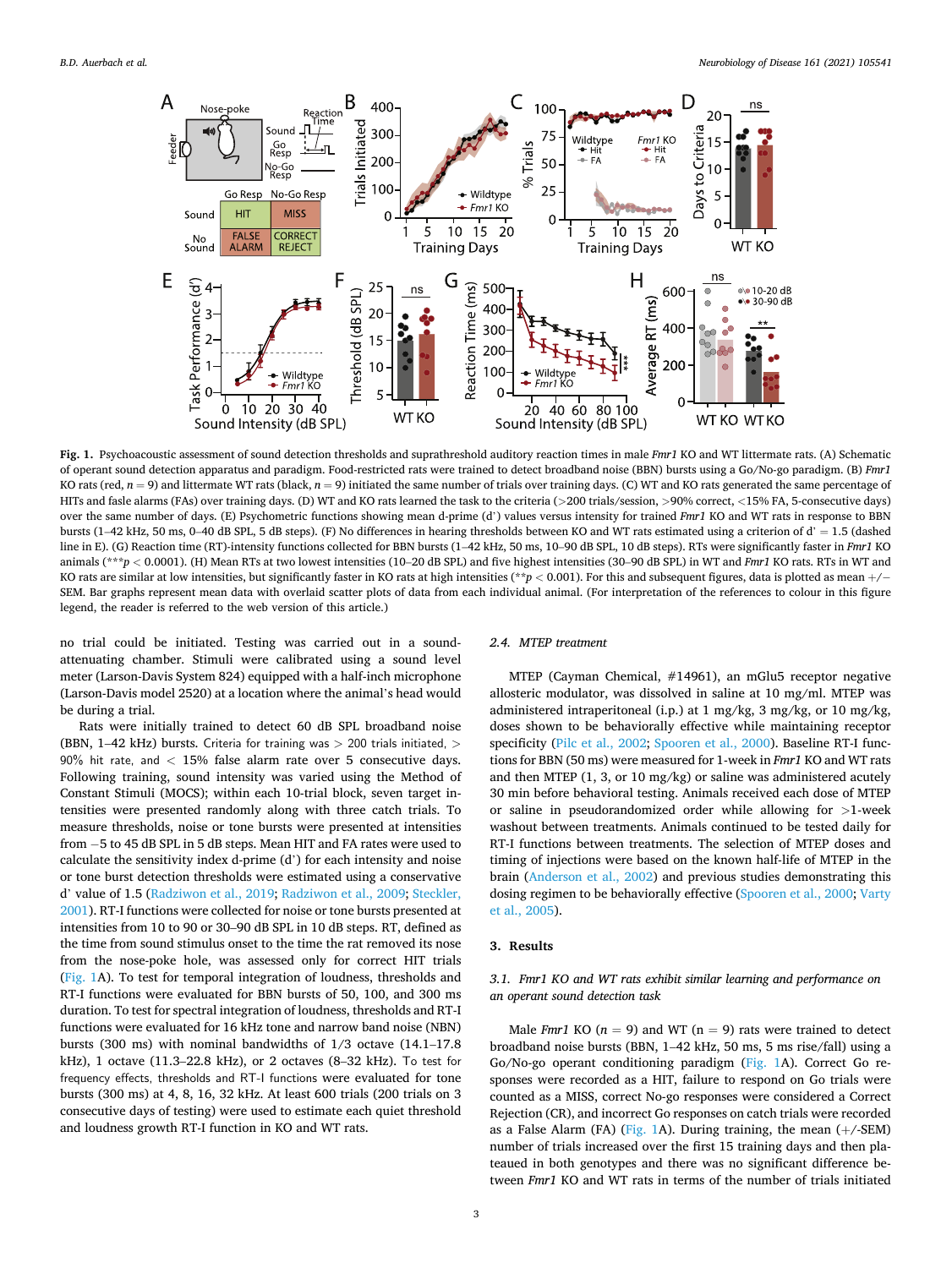**Fig. 1.** Psychoacoustic assessment of sound detection thresholds and suprathreshold auditory reaction times in male *Fmr1* KO and WT littermate rats. (A) Schematic of operant sound detection apparatus and paradigm. Food-restricted rats were trained to detect broadband noise (BBN) bursts using a Go/No-go paradigm. (B) *Fmr1* KO rats (red, $n = 9$) and littermate WT rats (black, $n = 9$) initiated the same number of trials over training days. (C) WT and KO rats generated the same percentage of HITs and fasle alarms (FAs) over training days. (D) WT and KO rats learned the task to the criteria (>200 trials/session, >90% correct, <15% FA, 5-consecutive days) over the same number of days. (E) Psychometric functions showing mean d-prime (d') values versus intensity for trained *Fmr1* KO and WT rats in response to BBN bursts (1–42 kHz, 50 ms, 0–40 dB SPL, 5 dB steps). (F) No differences in hearing thresholds between KO and WT rats estimated using a criterion of d' = 1.5 (dashed line in E). (G) Reaction time (RT)-intensity functions collected for BBN bursts (1–42 kHz, 50 ms, 10–90 dB SPL, 10 dB steps). RTs were significantly faster in *Fmr1* KO animals (***$p < 0.0001$). (H) Mean RTs at two lowest intensities (10–20 dB SPL) and five highest intensities (30–90 dB SPL) in WT and *Fmr1* KO rats. RTs in WT and KO rats are similar at low intensities, but significantly faster in KO rats at high intensities (**$p < 0.001$). For this and subsequent figures, data is plotted as mean +/− SEM. Bar graphs represent mean data with overlaid scatter plots of data from each individual animal. (For interpretation of the references to colour in this figure legend, the reader is referred to the web version of this article.)

no trial could be initiated. Testing was carried out in a sound-attenuating chamber. Stimuli were calibrated using a sound level meter (Larson-Davis System 824) equipped with a half-inch microphone (Larson-Davis model 2520) at a location where the animal's head would be during a trial.

Rats were initially trained to detect 60 dB SPL broadband noise (BBN, 1–42 kHz) bursts. Criteria for training was > 200 trials initiated, > 90% hit rate, and < 15% false alarm rate over 5 consecutive days. Following training, sound intensity was varied using the Method of Constant Stimuli (MOCS); within each 10-trial block, seven target intensities were presented randomly along with three catch trials. To measure thresholds, noise or tone bursts were presented at intensities from −5 to 45 dB SPL in 5 dB steps. Mean HIT and FA rates were used to calculate the sensitivity index d-prime (d') for each intensity and noise or tone burst detection thresholds were estimated using a conservative d' value of 1.5 (Radziwon et al., 2019; Radziwon et al., 2009; Steckler, 2001). RT-I functions were collected for noise or tone bursts presented at intensities from 10 to 90 or 30–90 dB SPL in 10 dB steps. RT, defined as the time from sound stimulus onset to the time the rat removed its nose from the nose-poke hole, was assessed only for correct HIT trials (Fig. 1A). To test for temporal integration of loudness, thresholds and RT-I functions were evaluated for BBN bursts of 50, 100, and 300 ms duration. To test for spectral integration of loudness, thresholds and RT-I functions were evaluated for 16 kHz tone and narrow band noise (NBN) bursts (300 ms) with nominal bandwidths of 1/3 octave (14.1–17.8 kHz), 1 octave (11.3–22.8 kHz), or 2 octaves (8–32 kHz). To test for frequency effects, thresholds and RT-I functions were evaluated for tone bursts (300 ms) at 4, 8, 16, 32 kHz. At least 600 trials (200 trials on 3 consecutive days of testing) were used to estimate each quiet threshold and loudness growth RT-I function in KO and WT rats.

### 2.4. MTEP treatment

MTEP (Cayman Chemical, #14961), an mGlu5 receptor negative allosteric modulator, was dissolved in saline at 10 mg/ml. MTEP was administered intraperitoneal (i.p.) at 1 mg/kg, 3 mg/kg, or 10 mg/kg, doses shown to be behaviorally effective while maintaining receptor specificity (Pilc et al., 2002; Spooren et al., 2000). Baseline RT-I functions for BBN (50 ms) were measured for 1-week in *Fmr1* KO and WT rats and then MTEP (1, 3, or 10 mg/kg) or saline was administered acutely 30 min before behavioral testing. Animals received each dose of MTEP or saline in pseudorandomized order while allowing for >1-week washout between treatments. Animals continued to be tested daily for RT-I functions between treatments. The selection of MTEP doses and timing of injections were based on the known half-life of MTEP in the brain (Anderson et al., 2002) and previous studies demonstrating this dosing regimen to be behaviorally effective (Spooren et al., 2000; Varty et al., 2005).

## 3. Results

### 3.1. *Fmr1* KO and WT rats exhibit similar learning and performance on an operant sound detection task

Male *Fmr1* KO ($n = 9$) and WT ($n = 9$) rats were trained to detect broadband noise bursts (BBN, 1–42 kHz, 50 ms, 5 ms rise/fall) using a Go/No-go operant conditioning paradigm (Fig. 1A). Correct Go responses were recorded as a HIT, failure to respond on Go trials were counted as a MISS, correct No-go responses were considered a Correct Rejection (CR), and incorrect Go responses on catch trials were recorded as a False Alarm (FA) (Fig. 1A). During training, the mean (+/-SEM) number of trials increased over the first 15 training days and then plateaued in both genotypes and there was no significant difference between *Fmr1* KO and WT rats in terms of the number of trials initiated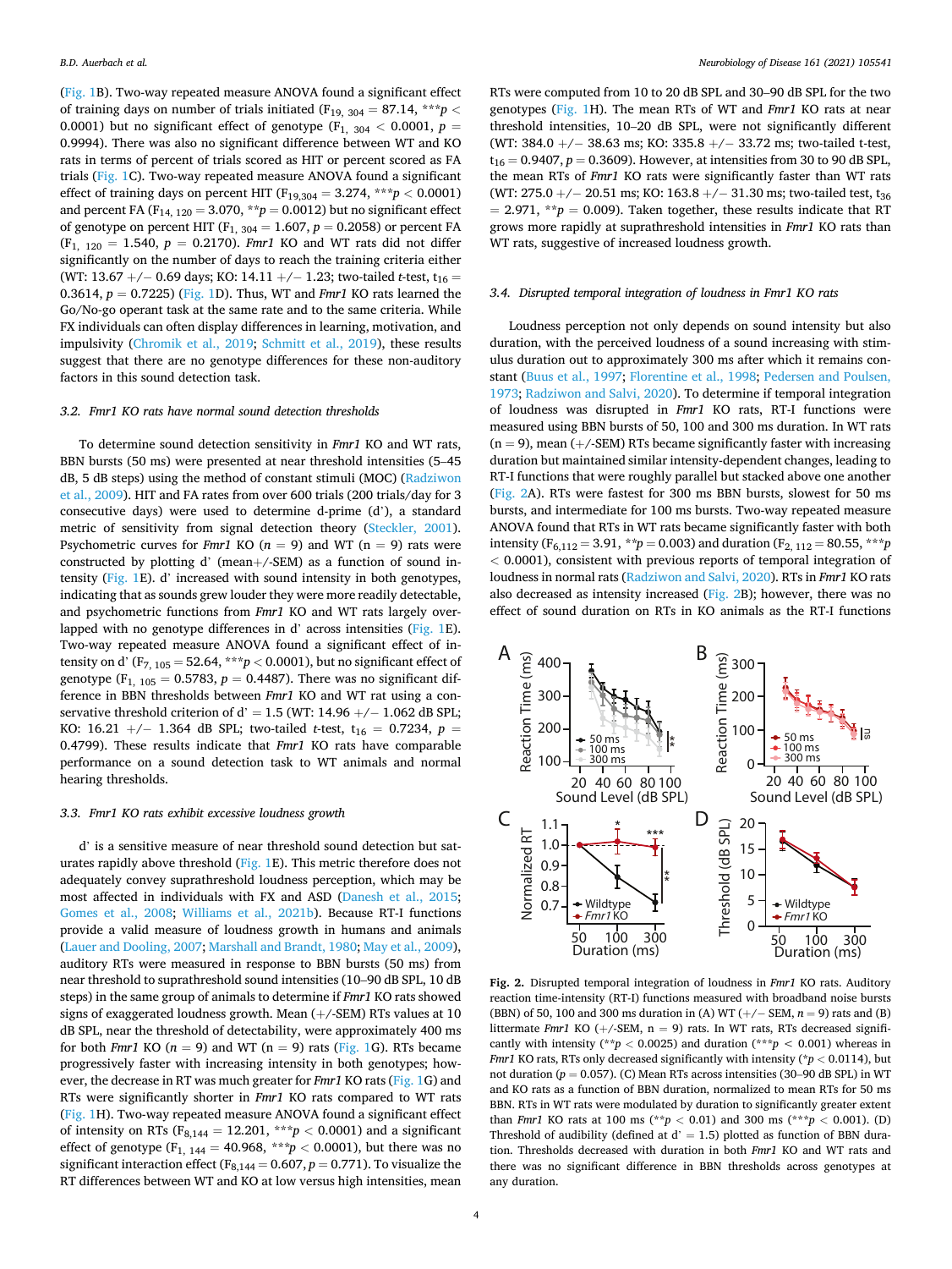(Fig. 1B). Two-way repeated measure ANOVA found a significant effect of training days on number of trials initiated ($F_{19, 304} = 87.14$, ***$p < 0.0001$) but no significant effect of genotype ($F_{1, 304} < 0.0001$, $p = 0.9994$). There was also no significant difference between WT and KO rats in terms of percent of trials scored as HIT or percent scored as FA trials (Fig. 1C). Two-way repeated measure ANOVA found a significant effect of training days on percent HIT ($F_{19,304} = 3.274$, ***$p < 0.0001$) and percent FA ($F_{14, 120} = 3.070$, **$p = 0.0012$) but no significant effect of genotype on percent HIT ($F_{1, 304} = 1.607$, $p = 0.2058$) or percent FA ($F_{1, 120} = 1.540$, $p = 0.2170$). *Fmr1* KO and WT rats did not differ significantly on the number of days to reach the training criteria either (WT: 13.67 +/− 0.69 days; KO: 14.11 +/− 1.23; two-tailed *t*-test, $t_{16} = 0.3614$, $p = 0.7225$) (Fig. 1D). Thus, WT and *Fmr1* KO rats learned the Go/No-go operant task at the same rate and to the same criteria. While FX individuals can often display differences in learning, motivation, and impulsivity (Chromik et al., 2019; Schmitt et al., 2019), these results suggest that there are no genotype differences for these non-auditory factors in this sound detection task.

### 3.2. *Fmr1* KO rats have normal sound detection thresholds

To determine sound detection sensitivity in *Fmr1* KO and WT rats, BBN bursts (50 ms) were presented at near threshold intensities (5–45 dB, 5 dB steps) using the method of constant stimuli (MOC) (Radziwon et al., 2009). HIT and FA rates from over 600 trials (200 trials/day for 3 consecutive days) were used to determine d-prime (d'), a standard metric of sensitivity from signal detection theory (Steckler, 2001). Psychometric curves for *Fmr1* KO (*n* = 9) and WT (n = 9) rats were constructed by plotting d' (mean+/-SEM) as a function of sound intensity (Fig. 1E). d' increased with sound intensity in both genotypes, indicating that as sounds grew louder they were more readily detectable, and psychometric functions from *Fmr1* KO and WT rats largely overlapped with no genotype differences in d' across intensities (Fig. 1E). Two-way repeated measure ANOVA found a significant effect of intensity on d' ($F_{7, 105} = 52.64$, ***$p < 0.0001$), but no significant effect of genotype ($F_{1, 105} = 0.5783$, $p = 0.4487$). There was no significant difference in BBN thresholds between *Fmr1* KO and WT rat using a conservative threshold criterion of d' = 1.5 (WT: 14.96 +/− 1.062 dB SPL; KO: 16.21 +/− 1.364 dB SPL; two-tailed *t*-test, $t_{16} = 0.7234$, $p = 0.4799$). These results indicate that *Fmr1* KO rats have comparable performance on a sound detection task to WT animals and normal hearing thresholds.

### 3.3. *Fmr1* KO rats exhibit excessive loudness growth

d' is a sensitive measure of near threshold sound detection but saturates rapidly above threshold (Fig. 1E). This metric therefore does not adequately convey suprathreshold loudness perception, which may be most affected in individuals with FX and ASD (Danesh et al., 2015; Gomes et al., 2008; Williams et al., 2021b). Because RT-I functions provide a valid measure of loudness growth in humans and animals (Lauer and Dooling, 2007; Marshall and Brandt, 1980; May et al., 2009), auditory RTs were measured in response to BBN bursts (50 ms) from near threshold to suprathreshold sound intensities (10–90 dB SPL, 10 dB steps) in the same group of animals to determine if *Fmr1* KO rats showed signs of exaggerated loudness growth. Mean (+/-SEM) RTs values at 10 dB SPL, near the threshold of detectability, were approximately 400 ms for both *Fmr1* KO (*n* = 9) and WT (n = 9) rats (Fig. 1G). RTs became progressively faster with increasing intensity in both genotypes; however, the decrease in RT was much greater for *Fmr1* KO rats (Fig. 1G) and RTs were significantly shorter in *Fmr1* KO rats compared to WT rats (Fig. 1H). Two-way repeated measure ANOVA found a significant effect of intensity on RTs ($F_{8,144} = 12.201$, ***$p < 0.0001$) and a significant effect of genotype ($F_{1, 144} = 40.968$, ***$p < 0.0001$), but there was no significant interaction effect ($F_{8,144} = 0.607$, $p = 0.771$). To visualize the RT differences between WT and KO at low versus high intensities, mean RTs were computed from 10 to 20 dB SPL and 30–90 dB SPL for the two genotypes (Fig. 1H). The mean RTs of WT and *Fmr1* KO rats at near threshold intensities, 10–20 dB SPL, were not significantly different (WT: 384.0 +/− 38.63 ms; KO: 335.8 +/− 33.72 ms; two-tailed t-test, $t_{16} = 0.9407$, $p = 0.3609$). However, at intensities from 30 to 90 dB SPL, the mean RTs of *Fmr1* KO rats were significantly faster than WT rats (WT: 275.0 +/− 20.51 ms; KO: 163.8 +/− 31.30 ms; two-tailed test, $t_{36} = 2.971$, **$p = 0.009$). Taken together, these results indicate that RT grows more rapidly at suprathreshold intensities in *Fmr1* KO rats than WT rats, suggestive of increased loudness growth.

### 3.4. Disrupted temporal integration of loudness in Fmr1 KO rats

Loudness perception not only depends on sound intensity but also duration, with the perceived loudness of a sound increasing with stimulus duration out to approximately 300 ms after which it remains constant (Buus et al., 1997; Florentine et al., 1998; Pedersen and Poulsen, 1973; Radziwon and Salvi, 2020). To determine if temporal integration of loudness was disrupted in *Fmr1* KO rats, RT-I functions were measured using BBN bursts of 50, 100 and 300 ms duration. In WT rats (n = 9), mean (+/-SEM) RTs became significantly faster with increasing duration but maintained similar intensity-dependent changes, leading to RT-I functions that were roughly parallel but stacked above one another (Fig. 2A). RTs were fastest for 300 ms BBN bursts, slowest for 50 ms bursts, and intermediate for 100 ms bursts. Two-way repeated measure ANOVA found that RTs in WT rats became significantly faster with both intensity ($F_{6,112} = 3.91$, **$p = 0.003$) and duration ($F_{2, 112} = 80.55$, ***$p < 0.0001$), consistent with previous reports of temporal integration of loudness in normal rats (Radziwon and Salvi, 2020). RTs in *Fmr1* KO rats also decreased as intensity increased (Fig. 2B); however, there was no effect of sound duration on RTs in KO animals as the RT-I functions

**Fig. 2.** Disrupted temporal integration of loudness in *Fmr1* KO rats. Auditory reaction time-intensity (RT-I) functions measured with broadband noise bursts (BBN) of 50, 100 and 300 ms duration in (A) WT (+/− SEM, *n* = 9) rats and (B) littermate *Fmr1* KO (+/-SEM, n = 9) rats. In WT rats, RTs decreased significantly with intensity (**$p < 0.0025$) and duration (***$p < 0.001$) whereas in *Fmr1* KO rats, RTs only decreased significantly with intensity (*$p < 0.0114$), but not duration ($p = 0.057$). (C) Mean RTs across intensities (30–90 dB SPL) in WT and KO rats as a function of BBN duration, normalized to mean RTs for 50 ms BBN. RTs in WT rats were modulated by duration to significantly greater extent than *Fmr1* KO rats at 100 ms (**$p < 0.01$) and 300 ms (***$p < 0.001$). (D) Threshold of audibility (defined at d' = 1.5) plotted as function of BBN duration. Thresholds decreased with duration in both *Fmr1* KO and WT rats and there was no significant difference in BBN thresholds across genotypes at any duration.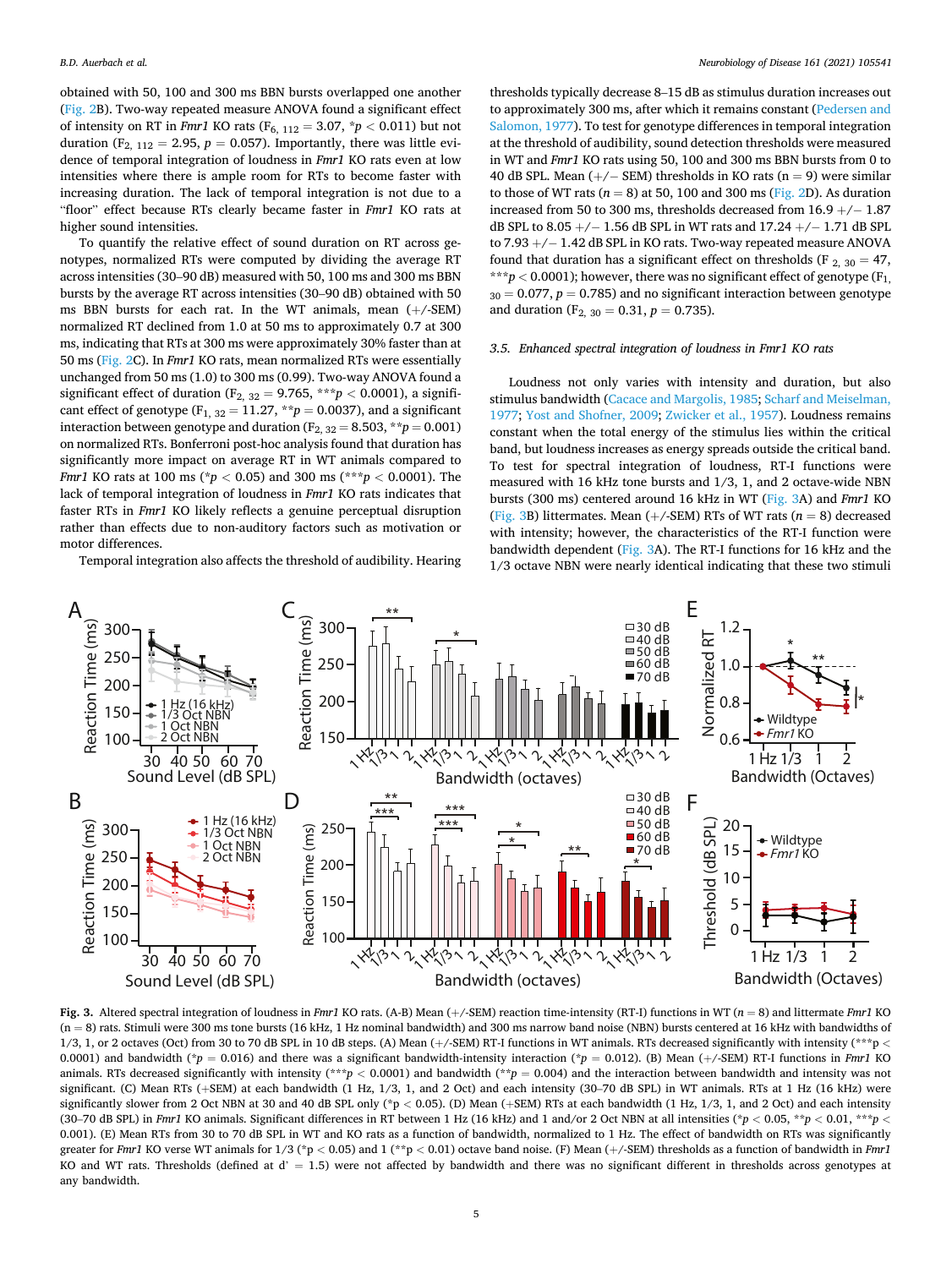obtained with 50, 100 and 300 ms BBN bursts overlapped one another (Fig. 2B). Two-way repeated measure ANOVA found a significant effect of intensity on RT in *Fmr1* KO rats ($F_{6, 112} = 3.07$, *$p < 0.011$) but not duration ($F_{2, 112} = 2.95$, $p = 0.057$). Importantly, there was little evidence of temporal integration of loudness in *Fmr1* KO rats even at low intensities where there is ample room for RTs to become faster with increasing duration. The lack of temporal integration is not due to a "floor" effect because RTs clearly became faster in *Fmr1* KO rats at higher sound intensities.

To quantify the relative effect of sound duration on RT across genotypes, normalized RTs were computed by dividing the average RT across intensities (30–90 dB) measured with 50, 100 ms and 300 ms BBN bursts by the average RT across intensities (30–90 dB) obtained with 50 ms BBN bursts for each rat. In the WT animals, mean (+/-SEM) normalized RT declined from 1.0 at 50 ms to approximately 0.7 at 300 ms, indicating that RTs at 300 ms were approximately 30% faster than at 50 ms (Fig. 2C). In *Fmr1* KO rats, mean normalized RTs were essentially unchanged from 50 ms (1.0) to 300 ms (0.99). Two-way ANOVA found a significant effect of duration ($F_{2, 32} = 9.765$, ***$p < 0.0001$), a significant effect of genotype ($F_{1, 32} = 11.27$, **$p = 0.0037$), and a significant interaction between genotype and duration ($F_{2, 32} = 8.503$, **$p = 0.001$) on normalized RTs. Bonferroni post-hoc analysis found that duration has significantly more impact on average RT in WT animals compared to *Fmr1* KO rats at 100 ms (*$p < 0.05$) and 300 ms (***$p < 0.0001$). The lack of temporal integration of loudness in *Fmr1* KO rats indicates that faster RTs in *Fmr1* KO likely reflects a genuine perceptual disruption rather than effects due to non-auditory factors such as motivation or motor differences.

Temporal integration also affects the threshold of audibility. Hearing thresholds typically decrease 8–15 dB as stimulus duration increases out to approximately 300 ms, after which it remains constant (Pedersen and Salomon, 1977). To test for genotype differences in temporal integration at the threshold of audibility, sound detection thresholds were measured in WT and *Fmr1* KO rats using 50, 100 and 300 ms BBN bursts from 0 to 40 dB SPL. Mean (+/− SEM) thresholds in KO rats (n = 9) were similar to those of WT rats (*n* = 8) at 50, 100 and 300 ms (Fig. 2D). As duration increased from 50 to 300 ms, thresholds decreased from 16.9 +/− 1.87 dB SPL to 8.05 +/− 1.56 dB SPL in WT rats and 17.24 +/− 1.71 dB SPL to 7.93 +/− 1.42 dB SPL in KO rats. Two-way repeated measure ANOVA found that duration has a significant effect on thresholds ($F_{2, 30} = 47$, ***$p < 0.0001$); however, there was no significant effect of genotype ($F_{1, 30} = 0.077$, $p = 0.785$) and no significant interaction between genotype and duration ($F_{2, 30} = 0.31$, $p = 0.735$).

### 3.5. Enhanced spectral integration of loudness in *Fmr1* KO rats

Loudness not only varies with intensity and duration, but also stimulus bandwidth (Cacace and Margolis, 1985; Scharf and Meiselman, 1977; Yost and Shofner, 2009; Zwicker et al., 1957). Loudness remains constant when the total energy of the stimulus lies within the critical band, but loudness increases as energy spreads outside the critical band. To test for spectral integration of loudness, RT-I functions were measured with 16 kHz tone bursts and 1/3, 1, and 2 octave-wide NBN bursts (300 ms) centered around 16 kHz in WT (Fig. 3A) and *Fmr1* KO (Fig. 3B) littermates. Mean (+/-SEM) RTs of WT rats (*n* = 8) decreased with intensity; however, the characteristics of the RT-I function were bandwidth dependent (Fig. 3A). The RT-I functions for 16 kHz and the 1/3 octave NBN were nearly identical indicating that these two stimuli

**Fig. 3.** Altered spectral integration of loudness in *Fmr1* KO rats. (A-B) Mean (+/-SEM) reaction time-intensity (RT-I) functions in WT (*n* = 8) and littermate *Fmr1* KO (n = 8) rats. Stimuli were 300 ms tone bursts (16 kHz, 1 Hz nominal bandwidth) and 300 ms narrow band noise (NBN) bursts centered at 16 kHz with bandwidths of 1/3, 1, or 2 octaves (Oct) from 30 to 70 dB SPL in 10 dB steps. (A) Mean (+/-SEM) RT-I functions in WT animals. RTs decreased significantly with intensity (***$p < 0.0001$) and bandwidth (*$p = 0.016$) and there was a significant bandwidth-intensity interaction (*$p = 0.012$). (B) Mean (+/-SEM) RT-I functions in *Fmr1* KO animals. RTs decreased significantly with intensity (***$p < 0.0001$) and bandwidth (**$p = 0.004$) and the interaction between bandwidth and intensity was not significant. (C) Mean RTs (+SEM) at each bandwidth (1 Hz, 1/3, 1, and 2 Oct) and each intensity (30–70 dB SPL) in WT animals. RTs at 1 Hz (16 kHz) were significantly slower from 2 Oct NBN at 30 and 40 dB SPL only (*$p < 0.05$). (D) Mean (+SEM) RTs at each bandwidth (1 Hz, 1/3, 1, and 2 Oct) and each intensity (30–70 dB SPL) in *Fmr1* KO animals. Significant differences in RT between 1 Hz (16 kHz) and 1 and/or 2 Oct NBN at all intensities (*$p < 0.05$, **$p < 0.01$, ***$p < 0.001$). (E) Mean RTs from 30 to 70 dB SPL in WT and KO rats as a function of bandwidth, normalized to 1 Hz. The effect of bandwidth on RTs was significantly greater for *Fmr1* KO verse WT animals for 1/3 (*$p < 0.05$) and 1 (**$p < 0.01$) octave band noise. (F) Mean (+/-SEM) thresholds as a function of bandwidth in *Fmr1* KO and WT rats. Thresholds (defined at d' = 1.5) were not affected by bandwidth and there was no significant different in thresholds across genotypes at any bandwidth.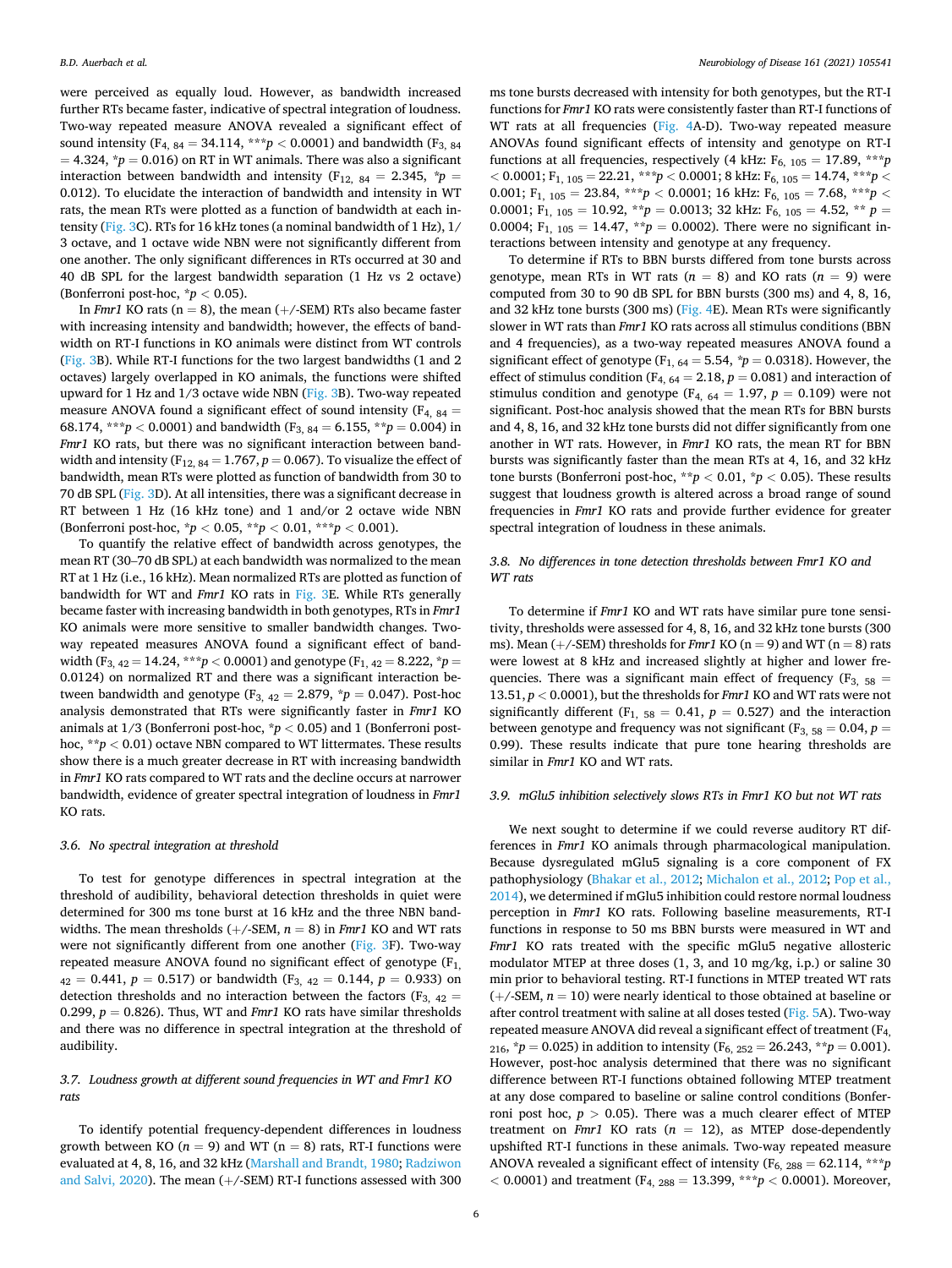were perceived as equally loud. However, as bandwidth increased further RTs became faster, indicative of spectral integration of loudness. Two-way repeated measure ANOVA revealed a significant effect of sound intensity ($F_{4, 84} = 34.114$, ***$p < 0.0001$) and bandwidth ($F_{3, 84} = 4.324$, *$p = 0.016$) on RT in WT animals. There was also a significant interaction between bandwidth and intensity ($F_{12, 84} = 2.345$, *$p = 0.012$). To elucidate the interaction of bandwidth and intensity in WT rats, the mean RTs were plotted as a function of bandwidth at each intensity (Fig. 3C). RTs for 16 kHz tones (a nominal bandwidth of 1 Hz), 1/3 octave, and 1 octave wide NBN were not significantly different from one another. The only significant differences in RTs occurred at 30 and 40 dB SPL for the largest bandwidth separation (1 Hz vs 2 octave) (Bonferroni post-hoc, *$p < 0.05$).

In *Fmr1* KO rats (n = 8), the mean (+/-SEM) RTs also became faster with increasing intensity and bandwidth; however, the effects of bandwidth on RT-I functions in KO animals were distinct from WT controls (Fig. 3B). While RT-I functions for the two largest bandwidths (1 and 2 octaves) largely overlapped in KO animals, the functions were shifted upward for 1 Hz and 1/3 octave wide NBN (Fig. 3B). Two-way repeated measure ANOVA found a significant effect of sound intensity ($F_{4, 84} = 68.174$, ***$p < 0.0001$) and bandwidth ($F_{3, 84} = 6.155$, **$p = 0.004$) in *Fmr1* KO rats, but there was no significant interaction between bandwidth and intensity ($F_{12, 84} = 1.767$, $p = 0.067$). To visualize the effect of bandwidth, mean RTs were plotted as function of bandwidth from 30 to 70 dB SPL (Fig. 3D). At all intensities, there was a significant decrease in RT between 1 Hz (16 kHz tone) and 1 and/or 2 octave wide NBN (Bonferroni post-hoc, *$p < 0.05$, **$p < 0.01$, ***$p < 0.001$).

To quantify the relative effect of bandwidth across genotypes, the mean RT (30–70 dB SPL) at each bandwidth was normalized to the mean RT at 1 Hz (i.e., 16 kHz). Mean normalized RTs are plotted as function of bandwidth for WT and *Fmr1* KO rats in Fig. 3E. While RTs generally became faster with increasing bandwidth in both genotypes, RTs in *Fmr1* KO animals were more sensitive to smaller bandwidth changes. Two-way repeated measures ANOVA found a significant effect of bandwidth ($F_{3, 42} = 14.24$, ***$p < 0.0001$) and genotype ($F_{1, 42} = 8.222$, *$p = 0.0124$) on normalized RT and there was a significant interaction between bandwidth and genotype ($F_{3, 42} = 2.879$, *$p = 0.047$). Post-hoc analysis demonstrated that RTs were significantly faster in *Fmr1* KO animals at 1/3 (Bonferroni post-hoc, *$p < 0.05$) and 1 (Bonferroni post-hoc, **$p < 0.01$) octave NBN compared to WT littermates. These results show there is a much greater decrease in RT with increasing bandwidth in *Fmr1* KO rats compared to WT rats and the decline occurs at narrower bandwidth, evidence of greater spectral integration of loudness in *Fmr1* KO rats.

### 3.6. No spectral integration at threshold

To test for genotype differences in spectral integration at the threshold of audibility, behavioral detection thresholds in quiet were determined for 300 ms tone burst at 16 kHz and the three NBN bandwidths. The mean thresholds (+/-SEM, $n = 8$) in *Fmr1* KO and WT rats were not significantly different from one another (Fig. 3F). Two-way repeated measure ANOVA found no significant effect of genotype ($F_{1, 42} = 0.441$, $p = 0.517$) or bandwidth ($F_{3, 42} = 0.144$, $p = 0.933$) on detection thresholds and no interaction between the factors ($F_{3, 42} = 0.299$, $p = 0.826$). Thus, WT and *Fmr1* KO rats have similar thresholds and there was no difference in spectral integration at the threshold of audibility.

### 3.7. Loudness growth at different sound frequencies in WT and Fmr1 KO rats

To identify potential frequency-dependent differences in loudness growth between KO ($n = 9$) and WT (n = 8) rats, RT-I functions were evaluated at 4, 8, 16, and 32 kHz (Marshall and Brandt, 1980; Radziwon and Salvi, 2020). The mean (+/-SEM) RT-I functions assessed with 300 ms tone bursts decreased with intensity for both genotypes, but the RT-I functions for *Fmr1* KO rats were consistently faster than RT-I functions of WT rats at all frequencies (Fig. 4A-D). Two-way repeated measure ANOVAs found significant effects of intensity and genotype on RT-I functions at all frequencies, respectively (4 kHz: $F_{6, 105} = 17.89$, ***$p < 0.0001$; $F_{1, 105} = 22.21$, ***$p < 0.0001$; 8 kHz: $F_{6, 105} = 14.74$, ***$p < 0.001$; $F_{1, 105} = 23.84$, ***$p < 0.0001$; 16 kHz: $F_{6, 105} = 7.68$, ***$p < 0.0001$; $F_{1, 105} = 10.92$, **$p = 0.0013$; 32 kHz: $F_{6, 105} = 4.52$, ** $p = 0.0004$; $F_{1, 105} = 14.47$, **$p = 0.0002$). There were no significant interactions between intensity and genotype at any frequency.

To determine if RTs to BBN bursts differed from tone bursts across genotype, mean RTs in WT rats ($n = 8$) and KO rats ($n = 9$) were computed from 30 to 90 dB SPL for BBN bursts (300 ms) and 4, 8, 16, and 32 kHz tone bursts (300 ms) (Fig. 4E). Mean RTs were significantly slower in WT rats than *Fmr1* KO rats across all stimulus conditions (BBN and 4 frequencies), as a two-way repeated measures ANOVA found a significant effect of genotype ($F_{1, 64} = 5.54$, *$p = 0.0318$). However, the effect of stimulus condition ($F_{4, 64} = 2.18$, $p = 0.081$) and interaction of stimulus condition and genotype ($F_{4, 64} = 1.97$, $p = 0.109$) were not significant. Post-hoc analysis showed that the mean RTs for BBN bursts and 4, 8, 16, and 32 kHz tone bursts did not differ significantly from one another in WT rats. However, in *Fmr1* KO rats, the mean RT for BBN bursts was significantly faster than the mean RTs at 4, 16, and 32 kHz tone bursts (Bonferroni post-hoc, **$p < 0.01$, *$p < 0.05$). These results suggest that loudness growth is altered across a broad range of sound frequencies in *Fmr1* KO rats and provide further evidence for greater spectral integration of loudness in these animals.

### 3.8. No differences in tone detection thresholds between Fmr1 KO and WT rats

To determine if *Fmr1* KO and WT rats have similar pure tone sensitivity, thresholds were assessed for 4, 8, 16, and 32 kHz tone bursts (300 ms). Mean (+/-SEM) thresholds for *Fmr1* KO (n = 9) and WT (n = 8) rats were lowest at 8 kHz and increased slightly at higher and lower frequencies. There was a significant main effect of frequency ($F_{3, 58} = 13.51$, $p < 0.0001$), but the thresholds for *Fmr1* KO and WT rats were not significantly different ($F_{1, 58} = 0.41$, $p = 0.527$) and the interaction between genotype and frequency was not significant ($F_{3, 58} = 0.04$, $p = 0.99$). These results indicate that pure tone hearing thresholds are similar in *Fmr1* KO and WT rats.

### 3.9. mGlu5 inhibition selectively slows RTs in Fmr1 KO but not WT rats

We next sought to determine if we could reverse auditory RT differences in *Fmr1* KO animals through pharmacological manipulation. Because dysregulated mGlu5 signaling is a core component of FX pathophysiology (Bhakar et al., 2012; Michalon et al., 2012; Pop et al., 2014), we determined if mGlu5 inhibition could restore normal loudness perception in *Fmr1* KO rats. Following baseline measurements, RT-I functions in response to 50 ms BBN bursts were measured in WT and *Fmr1* KO rats treated with the specific mGlu5 negative allosteric modulator MTEP at three doses (1, 3, and 10 mg/kg, i.p.) or saline 30 min prior to behavioral testing. RT-I functions in MTEP treated WT rats (+/-SEM, $n = 10$) were nearly identical to those obtained at baseline or after control treatment with saline at all doses tested (Fig. 5A). Two-way repeated measure ANOVA did reveal a significant effect of treatment ($F_{4, 216}$, *$p = 0.025$) in addition to intensity ($F_{6, 252} = 26.243$, **$p = 0.001$). However, post-hoc analysis determined that there was no significant difference between RT-I functions obtained following MTEP treatment at any dose compared to baseline or saline control conditions (Bonferroni post hoc, $p > 0.05$). There was a much clearer effect of MTEP treatment on *Fmr1* KO rats ($n = 12$), as MTEP dose-dependently upshifted RT-I functions in these animals. Two-way repeated measure ANOVA revealed a significant effect of intensity ($F_{6, 288} = 62.114$, ***$p < 0.0001$) and treatment ($F_{4, 288} = 13.399$, ***$p < 0.0001$). Moreover,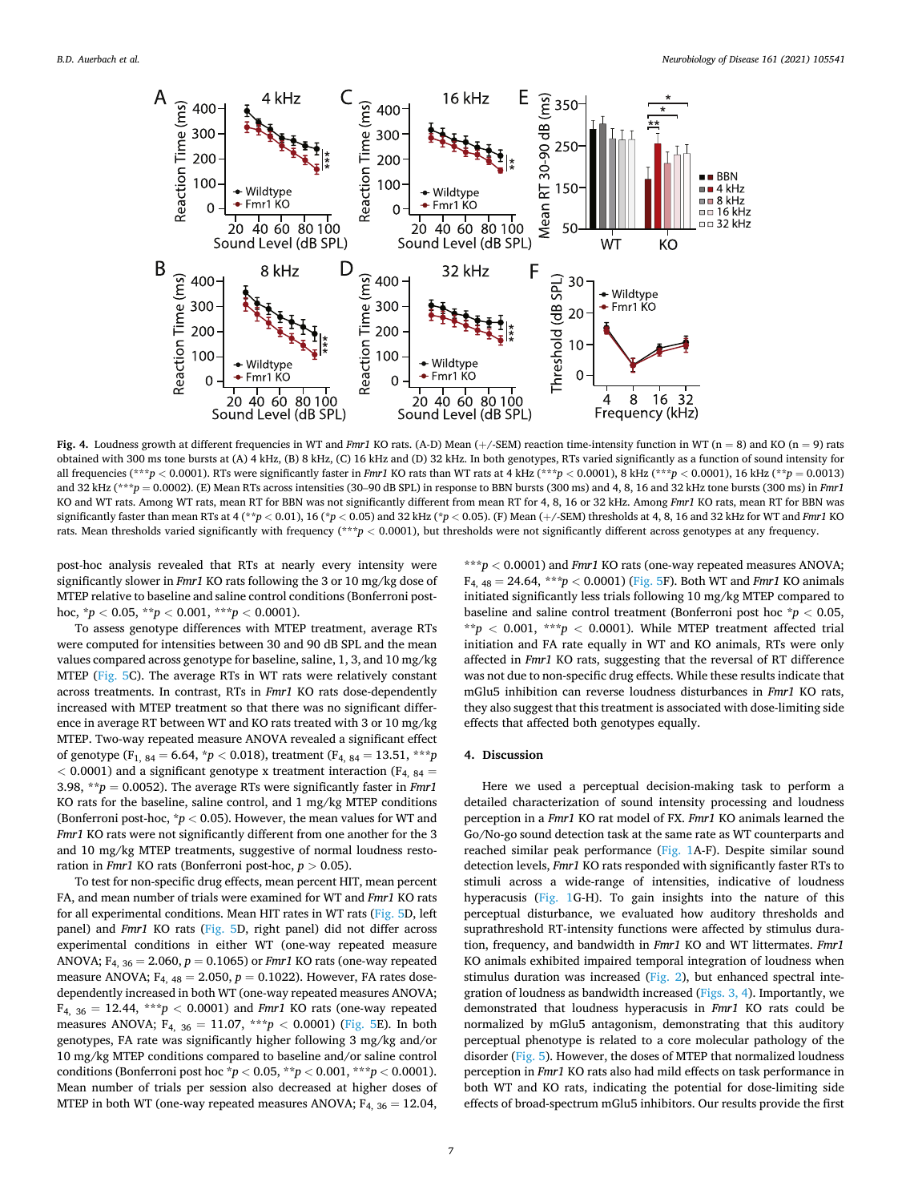**Fig. 4.** Loudness growth at different frequencies in WT and *Fmr1* KO rats. (A-D) Mean (+/-SEM) reaction time-intensity function in WT (n = 8) and KO (n = 9) rats obtained with 300 ms tone bursts at (A) 4 kHz, (B) 8 kHz, (C) 16 kHz and (D) 32 kHz. In both genotypes, RTs varied significantly as a function of sound intensity for all frequencies (***$p < 0.0001$). RTs were significantly faster in *Fmr1* KO rats than WT rats at 4 kHz (***$p < 0.0001$), 8 kHz (***$p < 0.0001$), 16 kHz (**$p = 0.0013$) and 32 kHz (***$p = 0.0002$). (E) Mean RTs across intensities (30–90 dB SPL) in response to BBN bursts (300 ms) and 4, 8, 16 and 32 kHz tone bursts (300 ms) in *Fmr1* KO and WT rats. Among WT rats, mean RT for BBN was not significantly different from mean RT for 4, 8, 16 or 32 kHz. Among *Fmr1* KO rats, mean RT for BBN was significantly faster than mean RTs at 4 (**$p < 0.01$), 16 (*$p < 0.05$) and 32 kHz (*$p < 0.05$). (F) Mean (+/-SEM) thresholds at 4, 8, 16 and 32 kHz for WT and *Fmr1* KO rats. Mean thresholds varied significantly with frequency (***$p < 0.0001$), but thresholds were not significantly different across genotypes at any frequency.

post-hoc analysis revealed that RTs at nearly every intensity were significantly slower in *Fmr1* KO rats following the 3 or 10 mg/kg dose of MTEP relative to baseline and saline control conditions (Bonferroni post-hoc, *$p < 0.05$, **$p < 0.001$, ***$p < 0.0001$).

To assess genotype differences with MTEP treatment, average RTs were computed for intensities between 30 and 90 dB SPL and the mean values compared across genotype for baseline, saline, 1, 3, and 10 mg/kg MTEP (Fig. 5C). The average RTs in WT rats were relatively constant across treatments. In contrast, RTs in *Fmr1* KO rats dose-dependently increased with MTEP treatment so that there was no significant difference in average RT between WT and KO rats treated with 3 or 10 mg/kg MTEP. Two-way repeated measure ANOVA revealed a significant effect of genotype ($F_{1, 84} = 6.64$, *$p < 0.018$), treatment ($F_{4, 84} = 13.51$, ***$p < 0.0001$) and a significant genotype x treatment interaction ($F_{4, 84} = 3.98$, **$p = 0.0052$). The average RTs were significantly faster in *Fmr1* KO rats for the baseline, saline control, and 1 mg/kg MTEP conditions (Bonferroni post-hoc, *$p < 0.05$). However, the mean values for WT and *Fmr1* KO rats were not significantly different from one another for the 3 and 10 mg/kg MTEP treatments, suggestive of normal loudness restoration in *Fmr1* KO rats (Bonferroni post-hoc, $p > 0.05$).

To test for non-specific drug effects, mean percent HIT, mean percent FA, and mean number of trials were examined for WT and *Fmr1* KO rats for all experimental conditions. Mean HIT rates in WT rats (Fig. 5D, left panel) and *Fmr1* KO rats (Fig. 5D, right panel) did not differ across experimental conditions in either WT (one-way repeated measure ANOVA; $F_{4, 36} = 2.060$, $p = 0.1065$) or *Fmr1* KO rats (one-way repeated measure ANOVA; $F_{4, 48} = 2.050$, $p = 0.1022$). However, FA rates dose-dependently increased in both WT (one-way repeated measures ANOVA; $F_{4, 36} = 12.44$, ***$p < 0.0001$) and *Fmr1* KO rats (one-way repeated measures ANOVA; $F_{4, 36} = 11.07$, ***$p < 0.0001$) (Fig. 5E). In both genotypes, FA rate was significantly higher following 3 mg/kg and/or 10 mg/kg MTEP conditions compared to baseline and/or saline control conditions (Bonferroni post hoc *$p < 0.05$, **$p < 0.001$, ***$p < 0.0001$). Mean number of trials per session also decreased at higher doses of MTEP in both WT (one-way repeated measures ANOVA; $F_{4, 36} = 12.04$, ***$p < 0.0001$) and *Fmr1* KO rats (one-way repeated measures ANOVA; $F_{4, 48} = 24.64$, ***$p < 0.0001$) (Fig. 5F). Both WT and *Fmr1* KO animals initiated significantly less trials following 10 mg/kg MTEP compared to baseline and saline control treatment (Bonferroni post hoc *$p < 0.05$, **$p < 0.001$, ***$p < 0.0001$). While MTEP treatment affected trial initiation and FA rate equally in WT and KO animals, RTs were only affected in *Fmr1* KO rats, suggesting that the reversal of RT difference was not due to non-specific drug effects. While these results indicate that mGlu5 inhibition can reverse loudness disturbances in *Fmr1* KO rats, they also suggest that this treatment is associated with dose-limiting side effects that affected both genotypes equally.

## 4. Discussion

Here we used a perceptual decision-making task to perform a detailed characterization of sound intensity processing and loudness perception in a *Fmr1* KO rat model of FX. *Fmr1* KO animals learned the Go/No-go sound detection task at the same rate as WT counterparts and reached similar peak performance (Fig. 1A-F). Despite similar sound detection levels, *Fmr1* KO rats responded with significantly faster RTs to stimuli across a wide-range of intensities, indicative of loudness hyperacusis (Fig. 1G-H). To gain insights into the nature of this perceptual disturbance, we evaluated how auditory thresholds and suprathreshold RT-intensity functions were affected by stimulus duration, frequency, and bandwidth in *Fmr1* KO and WT littermates. *Fmr1* KO animals exhibited impaired temporal integration of loudness when stimulus duration was increased (Fig. 2), but enhanced spectral integration of loudness as bandwidth increased (Figs. 3, 4). Importantly, we demonstrated that loudness hyperacusis in *Fmr1* KO rats could be normalized by mGlu5 antagonism, demonstrating that this auditory perceptual phenotype is related to a core molecular pathology of the disorder (Fig. 5). However, the doses of MTEP that normalized loudness perception in *Fmr1* KO rats also had mild effects on task performance in both WT and KO rats, indicating the potential for dose-limiting side effects of broad-spectrum mGlu5 inhibitors. Our results provide the first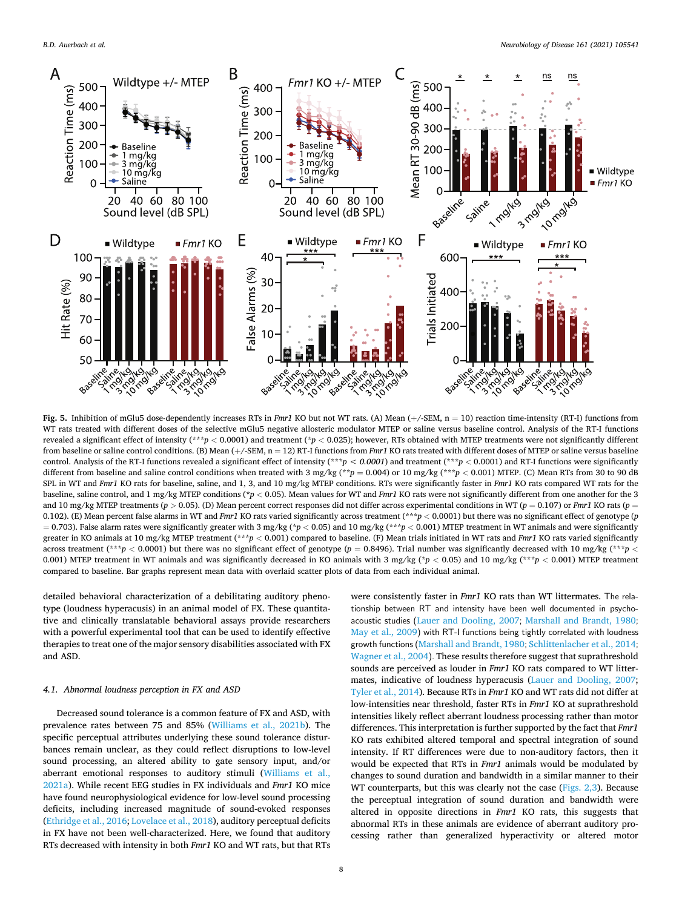**Fig. 5.** Inhibition of mGlu5 dose-dependently increases RTs in *Fmr1* KO but not WT rats. (A) Mean (+/-SEM, n = 10) reaction time-intensity (RT-I) functions from WT rats treated with different doses of the selective mGlu5 negative allosteric modulator MTEP or saline versus baseline control. Analysis of the RT-I functions revealed a significant effect of intensity (***$p < 0.0001$) and treatment (*$p < 0.025$); however, RTs obtained with MTEP treatments were not significantly different from baseline or saline control conditions. (B) Mean (+/-SEM, n = 12) RT-I functions from *Fmr1* KO rats treated with different doses of MTEP or saline versus baseline control. Analysis of the RT-I functions revealed a significant effect of intensity (***$p < 0.0001$) and treatment (***$p < 0.0001$) and RT-I functions were significantly different from baseline and saline control conditions when treated with 3 mg/kg (**$p = 0.004$) or 10 mg/kg (***$p < 0.001$) MTEP. (C) Mean RTs from 30 to 90 dB SPL in WT and *Fmr1* KO rats for baseline, saline, and 1, 3, and 10 mg/kg MTEP conditions. RTs were significantly faster in *Fmr1* KO rats compared WT rats for the baseline, saline control, and 1 mg/kg MTEP conditions (*$p < 0.05$). Mean values for WT and *Fmr1* KO rats were not significantly different from one another for the 3 and 10 mg/kg MTEP treatments ($p > 0.05$). (D) Mean percent correct responses did not differ across experimental conditions in WT ($p = 0.107$) or *Fmr1* KO rats ($p = 0.102$). (E) Mean percent false alarms in WT and *Fmr1* KO rats varied significantly across treatment (***$p < 0.0001$) but there was no significant effect of genotype ($p = 0.703$). False alarm rates were significantly greater with 3 mg/kg (*$p < 0.05$) and 10 mg/kg (***$p < 0.001$) MTEP treatment in WT animals and were significantly greater in KO animals at 10 mg/kg MTEP treatment (***$p < 0.001$) compared to baseline. (F) Mean trials initiated in WT rats and *Fmr1* KO rats varied significantly across treatment (***$p < 0.0001$) but there was no significant effect of genotype ($p = 0.8496$). Trial number was significantly decreased with 10 mg/kg (***$p < 0.001$) MTEP treatment in WT animals and was significantly decreased in KO animals with 3 mg/kg (*$p < 0.05$) and 10 mg/kg (***$p < 0.001$) MTEP treatment compared to baseline. Bar graphs represent mean data with overlaid scatter plots of data from each individual animal.

detailed behavioral characterization of a debilitating auditory phenotype (loudness hyperacusis) in an animal model of FX. These quantitative and clinically translatable behavioral assays provide researchers with a powerful experimental tool that can be used to identify effective therapies to treat one of the major sensory disabilities associated with FX and ASD.

### 4.1. Abnormal loudness perception in FX and ASD

Decreased sound tolerance is a common feature of FX and ASD, with prevalence rates between 75 and 85% (Williams et al., 2021b). The specific perceptual attributes underlying these sound tolerance disturbances remain unclear, as they could reflect disruptions to low-level sound processing, an altered ability to gate sensory input, and/or aberrant emotional responses to auditory stimuli (Williams et al., 2021a). While recent EEG studies in FX individuals and *Fmr1* KO mice have found neurophysiological evidence for low-level sound processing deficits, including increased magnitude of sound-evoked responses (Ethridge et al., 2016; Lovelace et al., 2018), auditory perceptual deficits in FX have not been well-characterized. Here, we found that auditory RTs decreased with intensity in both *Fmr1* KO and WT rats, but that RTs were consistently faster in *Fmr1* KO rats than WT littermates. The relationship between RT and intensity have been well documented in psychoacoustic studies (Lauer and Dooling, 2007; Marshall and Brandt, 1980; May et al., 2009) with RT-I functions being tightly correlated with loudness growth functions (Marshall and Brandt, 1980; Schlittenlacher et al., 2014; Wagner et al., 2004). These results therefore suggest that suprathreshold sounds are perceived as louder in *Fmr1* KO rats compared to WT littermates, indicative of loudness hyperacusis (Lauer and Dooling, 2007; Tyler et al., 2014). Because RTs in *Fmr1* KO and WT rats did not differ at low-intensities near threshold, faster RTs in *Fmr1* KO at suprathreshold intensities likely reflect aberrant loudness processing rather than motor differences. This interpretation is further supported by the fact that *Fmr1* KO rats exhibited altered temporal and spectral integration of sound intensity. If RT differences were due to non-auditory factors, then it would be expected that RTs in *Fmr1* animals would be modulated by changes to sound duration and bandwidth in a similar manner to their WT counterparts, but this was clearly not the case (Figs. 2,3). Because the perceptual integration of sound duration and bandwidth were altered in opposite directions in *Fmr1* KO rats, this suggests that abnormal RTs in these animals are evidence of aberrant auditory processing rather than generalized hyperactivity or altered motor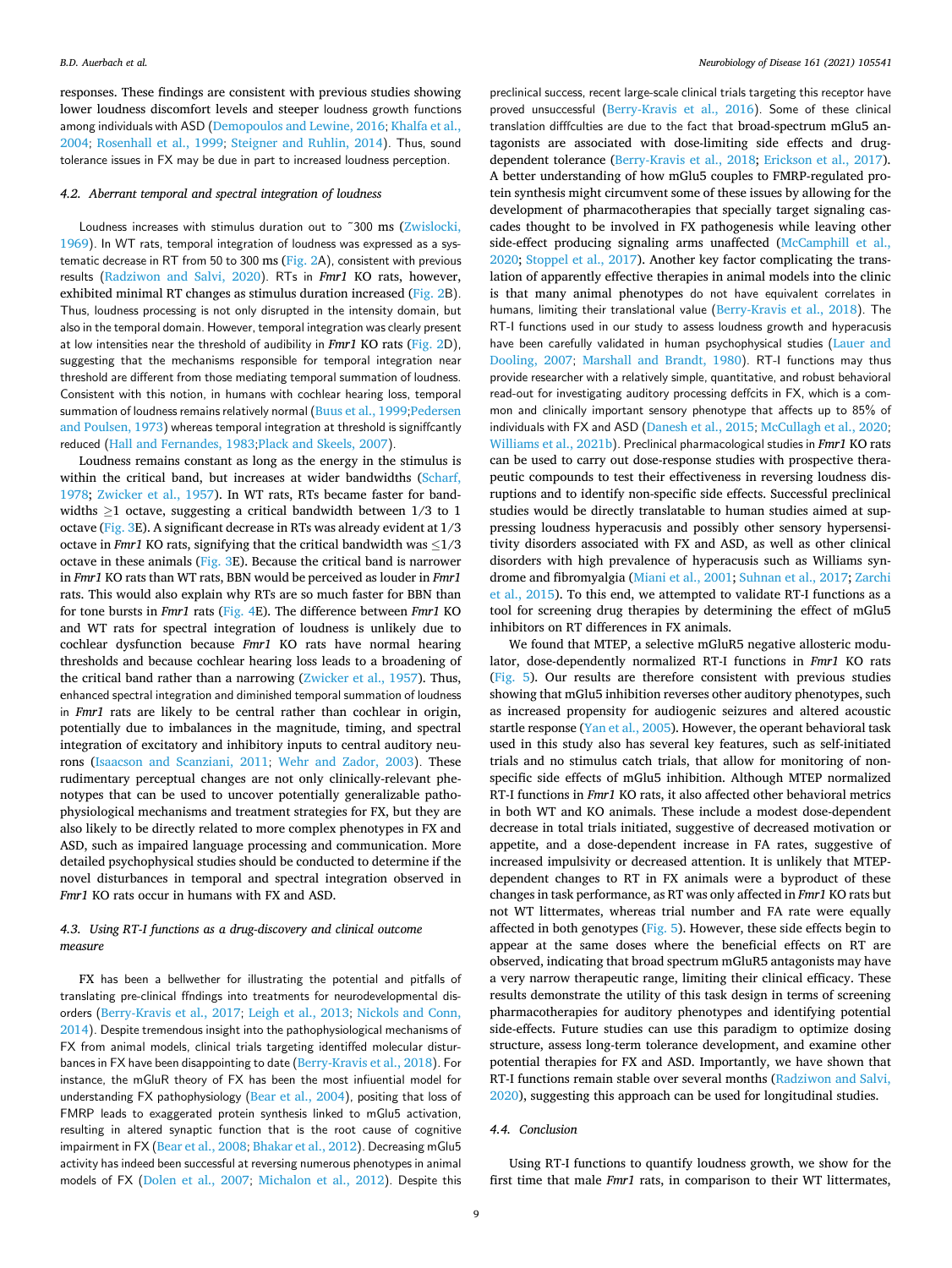responses. These findings are consistent with previous studies showing lower loudness discomfort levels and steeper loudness growth functions among individuals with ASD (Demopoulos and Lewine, 2016; Khalfa et al., 2004; Rosenhall et al., 1999; Steigner and Ruhlin, 2014). Thus, sound tolerance issues in FX may be due in part to increased loudness perception.

### 4.2. Aberrant temporal and spectral integration of loudness

Loudness increases with stimulus duration out to ~300 ms (Zwislocki, 1969). In WT rats, temporal integration of loudness was expressed as a systematic decrease in RT from 50 to 300 ms (Fig. 2A), consistent with previous results (Radziwon and Salvi, 2020). RTs in *Fmr1* KO rats, however, exhibited minimal RT changes as stimulus duration increased (Fig. 2B). Thus, loudness processing is not only disrupted in the intensity domain, but also in the temporal domain. However, temporal integration was clearly present at low intensities near the threshold of audibility in *Fmr1* KO rats (Fig. 2D), suggesting that the mechanisms responsible for temporal integration near threshold are different from those mediating temporal summation of loudness. Consistent with this notion, in humans with cochlear hearing loss, temporal summation of loudness remains relatively normal (Buus et al., 1999;Pedersen and Poulsen, 1973) whereas temporal integration at threshold is significantly reduced (Hall and Fernandes, 1983;Plack and Skeels, 2007).

Loudness remains constant as long as the energy in the stimulus is within the critical band, but increases at wider bandwidths (Scharf, 1978; Zwicker et al., 1957). In WT rats, RTs became faster for bandwidths ≥1 octave, suggesting a critical bandwidth between 1/3 to 1 octave (Fig. 3E). A significant decrease in RTs was already evident at 1/3 octave in *Fmr1* KO rats, signifying that the critical bandwidth was ≤1/3 octave in these animals (Fig. 3E). Because the critical band is narrower in *Fmr1* KO rats than WT rats, BBN would be perceived as louder in *Fmr1* rats. This would also explain why RTs are so much faster for BBN than for tone bursts in *Fmr1* rats (Fig. 4E). The difference between *Fmr1* KO and WT rats for spectral integration of loudness is unlikely due to cochlear dysfunction because *Fmr1* KO rats have normal hearing thresholds and because cochlear hearing loss leads to a broadening of the critical band rather than a narrowing (Zwicker et al., 1957). Thus, enhanced spectral integration and diminished temporal summation of loudness in *Fmr1* rats are likely to be central rather than cochlear in origin, potentially due to imbalances in the magnitude, timing, and spectral integration of excitatory and inhibitory inputs to central auditory neurons (Isaacson and Scanziani, 2011; Wehr and Zador, 2003). These rudimentary perceptual changes are not only clinically-relevant phenotypes that can be used to uncover potentially generalizable pathophysiological mechanisms and treatment strategies for FX, but they are also likely to be directly related to more complex phenotypes in FX and ASD, such as impaired language processing and communication. More detailed psychophysical studies should be conducted to determine if the novel disturbances in temporal and spectral integration observed in *Fmr1* KO rats occur in humans with FX and ASD.

### 4.3. Using RT-I functions as a drug-discovery and clinical outcome measure

FX has been a bellwether for illustrating the potential and pitfalls of translating pre-clinical findings into treatments for neurodevelopmental disorders (Berry-Kravis et al., 2017; Leigh et al., 2013; Nickols and Conn, 2014). Despite tremendous insight into the pathophysiological mechanisms of FX from animal models, clinical trials targeting identified molecular disturbances in FX have been disappointing to date (Berry-Kravis et al., 2018). For instance, the mGluR theory of FX has been the most influential model for understanding FX pathophysiology (Bear et al., 2004), positing that loss of FMRP leads to exaggerated protein synthesis linked to mGlu5 activation, resulting in altered synaptic function that is the root cause of cognitive impairment in FX (Bear et al., 2008; Bhakar et al., 2012). Decreasing mGlu5 activity has indeed been successful at reversing numerous phenotypes in animal models of FX (Dolen et al., 2007; Michalon et al., 2012). Despite this preclinical success, recent large-scale clinical trials targeting this receptor have proved unsuccessful (Berry-Kravis et al., 2016). Some of these clinical translation difficulties are due to the fact that broad-spectrum mGlu5 antagonists are associated with dose-limiting side effects and drug-dependent tolerance (Berry-Kravis et al., 2018; Erickson et al., 2017). A better understanding of how mGlu5 couples to FMRP-regulated protein synthesis might circumvent some of these issues by allowing for the development of pharmacotherapies that specially target signaling cascades thought to be involved in FX pathogenesis while leaving other side-effect producing signaling arms unaffected (McCamphill et al., 2020; Stoppel et al., 2017). Another key factor complicating the translation of apparently effective therapies in animal models into the clinic is that many animal phenotypes do not have equivalent correlates in humans, limiting their translational value (Berry-Kravis et al., 2018). The RT-I functions used in our study to assess loudness growth and hyperacusis have been carefully validated in human psychophysical studies (Lauer and Dooling, 2007; Marshall and Brandt, 1980). RT-I functions may thus provide researcher with a relatively simple, quantitative, and robust behavioral read-out for investigating auditory processing deficits in FX, which is a common and clinically important sensory phenotype that affects up to 85% of individuals with FX and ASD (Danesh et al., 2015; McCullagh et al., 2020; Williams et al., 2021b). Preclinical pharmacological studies in *Fmr1* KO rats can be used to carry out dose-response studies with prospective therapeutic compounds to test their effectiveness in reversing loudness disruptions and to identify non-specific side effects. Successful preclinical studies would be directly translatable to human studies aimed at suppressing loudness hyperacusis and possibly other sensory hypersensitivity disorders associated with FX and ASD, as well as other clinical disorders with high prevalence of hyperacusis such as Williams syndrome and fibromyalgia (Miani et al., 2001; Suhnan et al., 2017; Zarchi et al., 2015). To this end, we attempted to validate RT-I functions as a tool for screening drug therapies by determining the effect of mGlu5 inhibitors on RT differences in FX animals.

We found that MTEP, a selective mGluR5 negative allosteric modulator, dose-dependently normalized RT-I functions in *Fmr1* KO rats (Fig. 5). Our results are therefore consistent with previous studies showing that mGlu5 inhibition reverses other auditory phenotypes, such as increased propensity for audiogenic seizures and altered acoustic startle response (Yan et al., 2005). However, the operant behavioral task used in this study also has several key features, such as self-initiated trials and no stimulus catch trials, that allow for monitoring of non-specific side effects of mGlu5 inhibition. Although MTEP normalized RT-I functions in *Fmr1* KO rats, it also affected other behavioral metrics in both WT and KO animals. These include a modest dose-dependent decrease in total trials initiated, suggestive of decreased motivation or appetite, and a dose-dependent increase in FA rates, suggestive of increased impulsivity or decreased attention. It is unlikely that MTEP-dependent changes to RT in FX animals were a byproduct of these changes in task performance, as RT was only affected in *Fmr1* KO rats but not WT littermates, whereas trial number and FA rate were equally affected in both genotypes (Fig. 5). However, these side effects begin to appear at the same doses where the beneficial effects on RT are observed, indicating that broad spectrum mGluR5 antagonists may have a very narrow therapeutic range, limiting their clinical efficacy. These results demonstrate the utility of this task design in terms of screening pharmacotherapies for auditory phenotypes and identifying potential side-effects. Future studies can use this paradigm to optimize dosing structure, assess long-term tolerance development, and examine other potential therapies for FX and ASD. Importantly, we have shown that RT-I functions remain stable over several months (Radziwon and Salvi, 2020), suggesting this approach can be used for longitudinal studies.

### 4.4. Conclusion

Using RT-I functions to quantify loudness growth, we show for the first time that male *Fmr1* rats, in comparison to their WT littermates,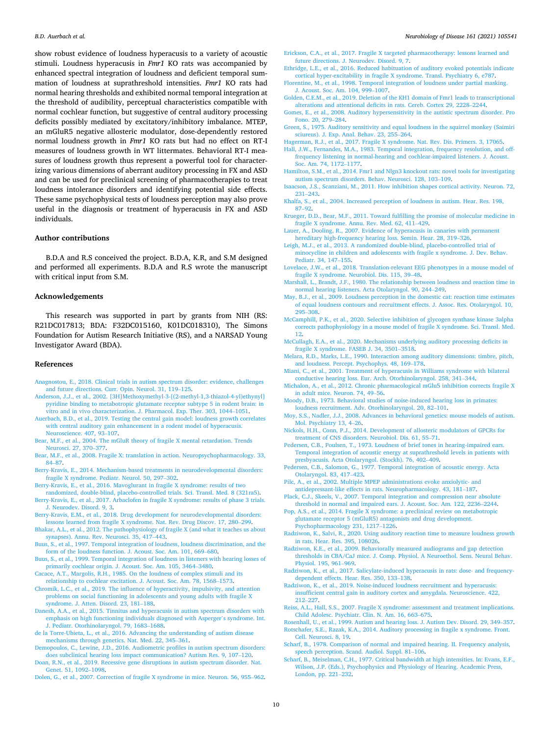show robust evidence of loudness hyperacusis to a variety of acoustic stimuli. Loudness hyperacusis in *Fmr1* KO rats was accompanied by enhanced spectral integration of loudness and deficient temporal summation of loudness at suprathreshold intensities. *Fmr1* KO rats had normal hearing thresholds and exhibited normal temporal integration at the threshold of audibility, perceptual characteristics compatible with normal cochlear function, but suggestive of central auditory processing deficits possibly mediated by excitatory/inhibitory imbalance. MTEP, an mGluR5 negative allosteric modulator, dose-dependently restored normal loudness growth in *Fmr1* KO rats but had no effect on RT-I measures of loudness growth in WT littermates. Behavioral RT-I measures of loudness growth thus represent a powerful tool for characterizing various dimensions of aberrant auditory processing in FX and ASD and can be used for preclinical screening of pharmacotherapies to treat loudness intolerance disorders and identifying potential side effects. These same psychophysical tests of loudness perception may also prove useful in the diagnosis or treatment of hyperacusis in FX and ASD individuals.

## Author contributions

B.D.A and R.S conceived the project. B.D.A, K.R, and S.M designed and performed all experiments. B.D.A and R.S wrote the manuscript with critical input from S.M.

## Acknowledgements

This research was supported in part by grants from NIH (RS: R21DC017813; BDA: F32DC015160, K01DC018310), The Simons Foundation for Autism Research Initiative (RS), and a NARSAD Young Investigator Award (BDA).

## References

Anagnostou, E., 2018. Clinical trials in autism spectrum disorder: evidence, challenges and future directions. Curr. Opin. Neurol. 31, 119–125.

Anderson, J.J., et al., 2002. [3H]Methoxymethyl-3-[(2-methyl-1,3-thiazol-4-yl)ethynyl] pyridine binding to metabotropic glutamate receptor subtype 5 in rodent brain: in vitro and in vivo characterization. J. Pharmacol. Exp. Ther. 303, 1044–1051.

Auerbach, B.D., et al., 2019. Testing the central gain model: loudness growth correlates with central auditory gain enhancement in a rodent model of hyperacusis. Neuroscience. 407, 93–107.

Bear, M.F., et al., 2004. The mGluR theory of fragile X mental retardation. Trends Neurosci. 27, 370–377.

Bear, M.F., et al., 2008. Fragile X: translation in action. Neuropsychopharmacology. 33, 84–87.

Berry-Kravis, E., 2014. Mechanism-based treatments in neurodevelopmental disorders: fragile X syndrome. Pediatr. Neurol. 50, 297–302.

Berry-Kravis, E., et al., 2016. Mavoglurant in fragile X syndrome: results of two randomized, double-blind, placebo-controlled trials. Sci. Transl. Med. 8 (321ra5).

Berry-Kravis, E., et al., 2017. Arbaclofen in fragile X syndrome: results of phase 3 trials. J. Neurodev. Disord. 9, 3.

Berry-Kravis, E.M., et al., 2018. Drug development for neurodevelopmental disorders: lessons learned from fragile X syndrome. Nat. Rev. Drug Discov. 17, 280–299.

Bhakar, A.L., et al., 2012. The pathophysiology of fragile X (and what it teaches us about synapses). Annu. Rev. Neurosci. 35, 417–443.

Buus, S., et al., 1997. Temporal integration of loudness, loudness discrimination, and the form of the loudness function. J. Acoust. Soc. Am. 101, 669–680.

Buus, S., et al., 1999. Temporal integration of loudness in listeners with hearing losses of primarily cochlear origin. J. Acoust. Soc. Am. 105, 3464–3480.

Cacace, A.T., Margolis, R.H., 1985. On the loudness of complex stimuli and its relationship to cochlear excitation. J. Acoust. Soc. Am. 78, 1568–1573.

Chromik, L.C., et al., 2019. The influence of hyperactivity, impulsivity, and attention problems on social functioning in adolescents and young adults with fragile X syndrome. J. Atten. Disord. 23, 181–188.

Danesh, A.A., et al., 2015. Tinnitus and hyperacusis in autism spectrum disorders with emphasis on high functioning individuals diagnosed with Asperger's syndrome. Int. J. Pediatr. Otorhinolaryngol. 79, 1683–1688.

de la Torre-Ubieta, L., et al., 2016. Advancing the understanding of autism disease mechanisms through genetics. Nat. Med. 22, 345–361.

Demopoulos, C., Lewine, J.D., 2016. Audiometric profiles in autism spectrum disorders: does subclinical hearing loss impact communication? Autism Res. 9, 107–120.

Doan, R.N., et al., 2019. Recessive gene disruptions in autism spectrum disorder. Nat. Genet. 51, 1092–1098.

Dolen, G., et al., 2007. Correction of fragile X syndrome in mice. Neuron. 56, 955–962.

Erickson, C.A., et al., 2017. Fragile X targeted pharmacotherapy: lessons learned and future directions. J. Neurodev. Disord. 9, 7.

Ethridge, L.E., et al., 2016. Reduced habituation of auditory evoked potentials indicate cortical hyper-excitability in fragile X syndrome. Transl. Psychiatry 6, e787.

Florentine, M., et al., 1998. Temporal integration of loudness under partial masking. J. Acoust. Soc. Am. 104, 999–1007.

Golden, C.E.M., et al., 2019. Deletion of the KH1 domain of Fmr1 leads to transcriptional alterations and attentional deficits in rats. Cereb. Cortex 29, 2228–2244.

Gomes, E., et al., 2008. Auditory hypersensitivity in the autistic spectrum disorder. Pro Fono. 20, 279–284.

Green, S., 1975. Auditory sensitivity and equal loudness in the squirrel monkey (Saimiri sciureus). J. Exp. Anal. Behav. 23, 255–264.

Hagerman, R.J., et al., 2017. Fragile X syndrome. Nat. Rev. Dis. Primers. 3, 17065.

Hall, J.W., Fernandes, M.A., 1983. Temporal integration, frequency resolution, and off-frequency listening in normal-hearing and cochlear-impaired listeners. J. Acoust. Soc. Am. 74, 1172–1177.

Hamilton, S.M., et al., 2014. Fmr1 and Nlgn3 knockout rats: novel tools for investigating autism spectrum disorders. Behav. Neurosci. 128, 103–109.

Isaacson, J.S., Scanziani, M., 2011. How inhibition shapes cortical activity. Neuron. 72, 231–243.

Khalfa, S., et al., 2004. Increased perception of loudness in autism. Hear. Res. 198, 87–92.

Krueger, D.D., Bear, M.F., 2011. Toward fulfilling the promise of molecular medicine in fragile X syndrome. Annu. Rev. Med. 62, 411–429.

Lauer, A., Dooling, R., 2007. Evidence of hyperacusis in canaries with permanent hereditary high-frequency hearing loss. Semin. Hear. 28, 319–326.

Leigh, M.J., et al., 2013. A randomized double-blind, placebo-controlled trial of minocycline in children and adolescents with fragile x syndrome. J. Dev. Behav. Pediatr. 34, 147–155.

Lovelace, J.W., et al., 2018. Translation-relevant EEG phenotypes in a mouse model of fragile X syndrome. Neurobiol. Dis. 115, 39–48.

Marshall, L., Brandt, J.F., 1980. The relationship between loudness and reaction time in normal hearing listeners. Acta Otolaryngol. 90, 244–249.

May, B.J., et al., 2009. Loudness perception in the domestic cat: reaction time estimates of equal loudness contours and recruitment effects. J. Assoc. Res. Otolaryngol. 10, 295–308.

McCamphill, P.K., et al., 2020. Selective inhibition of glycogen synthase kinase 3alpha corrects pathophysiology in a mouse model of fragile X syndrome. Sci. Transl. Med. 12.

McCullagh, E.A., et al., 2020. Mechanisms underlying auditory processing deficits in fragile X syndrome. FASEB J. 34, 3501–3518.

Melara, R.D., Marks, L.E., 1990. Interaction among auditory dimensions: timbre, pitch, and loudness. Percept. Psychophys. 48, 169–178.

Miani, C., et al., 2001. Treatment of hyperacusis in Williams syndrome with bilateral conductive hearing loss. Eur. Arch. Otorhinolaryngol. 258, 341–344.

Michalon, A., et al., 2012. Chronic pharmacological mGlu5 inhibition corrects fragile X in adult mice. Neuron. 74, 49–56.

Moody, D.B., 1973. Behavioral studies of noise-induced hearing loss in primates: loudness recruitment. Adv. Otorhinolaryngol. 20, 82–101.

Moy, S.S., Nadler, J.J., 2008. Advances in behavioral genetics: mouse models of autism. Mol. Psychiatry 13, 4–26.

Nickols, H.H., Conn, P.J., 2014. Development of allosteric modulators of GPCRs for treatment of CNS disorders. Neurobiol. Dis. 61, 55–71.

Pedersen, C.B., Poulsen, T., 1973. Loudness of brief tones in hearing-impaired ears. Temporal integration of acoustic energy at suprathreshold levels in patients with presbyacusis. Acta Otolaryngol. (Stockh). 76, 402–409.

Pedersen, C.B., Salomon, G., 1977. Temporal integration of acoustic energy. Acta Otolaryngol. 83, 417–423.

Pilc, A., et al., 2002. Multiple MPEP administrations evoke anxiolytic- and antidepressant-like effects in rats. Neuropharmacology. 43, 181–187.

Plack, C.J., Skeels, V., 2007. Temporal integration and compression near absolute threshold in normal and impaired ears. J. Acoust. Soc. Am. 122, 2236–2244.

Pop, A.S., et al., 2014. Fragile X syndrome: a preclinical review on metabotropic glutamate receptor 5 (mGluR5) antagonists and drug development. Psychopharmacology 231, 1217–1226.

Radziwon, K., Salvi, R., 2020. Using auditory reaction time to measure loudness growth in rats. Hear. Res. 395, 108026.

Radziwon, K.E., et al., 2009. Behaviorally measured audiograms and gap detection thresholds in CBA/CaJ mice. J. Comp. Physiol. A Neuroethol. Sens. Neural Behav. Physiol. 195, 961–969.

Radziwon, K., et al., 2017. Salicylate-induced hyperacusis in rats: dose- and frequency-dependent effects. Hear. Res. 350, 133–138.

Radziwon, K., et al., 2019. Noise-induced loudness recruitment and hyperacusis: insufficient central gain in auditory cortex and amygdala. Neuroscience. 422, 212–227.

Reiss, A.L., Hall, S.S., 2007. Fragile X syndrome: assessment and treatment implications. Child Adolesc. Psychiatr. Clin. N. Am. 16, 663–675.

Rosenhall, U., et al., 1999. Autism and hearing loss. J. Autism Dev. Disord. 29, 349–357.

Rotschafer, S.E., Razak, K.A., 2014. Auditory processing in fragile x syndrome. Front. Cell. Neurosci. 8, 19.

Scharf, B., 1978. Comparison of normal and impaired hearing. II. Frequency analysis, speech perception. Scand. Audiol. Suppl. 81–106.

Scharf, B., Meiselman, C.H., 1977. Critical bandwidth at high intensities. In: Evans, E.F., Wilson, J.P. (Eds.), Psychophysics and Physiology of Hearing. Academic Press, London, pp. 221–232.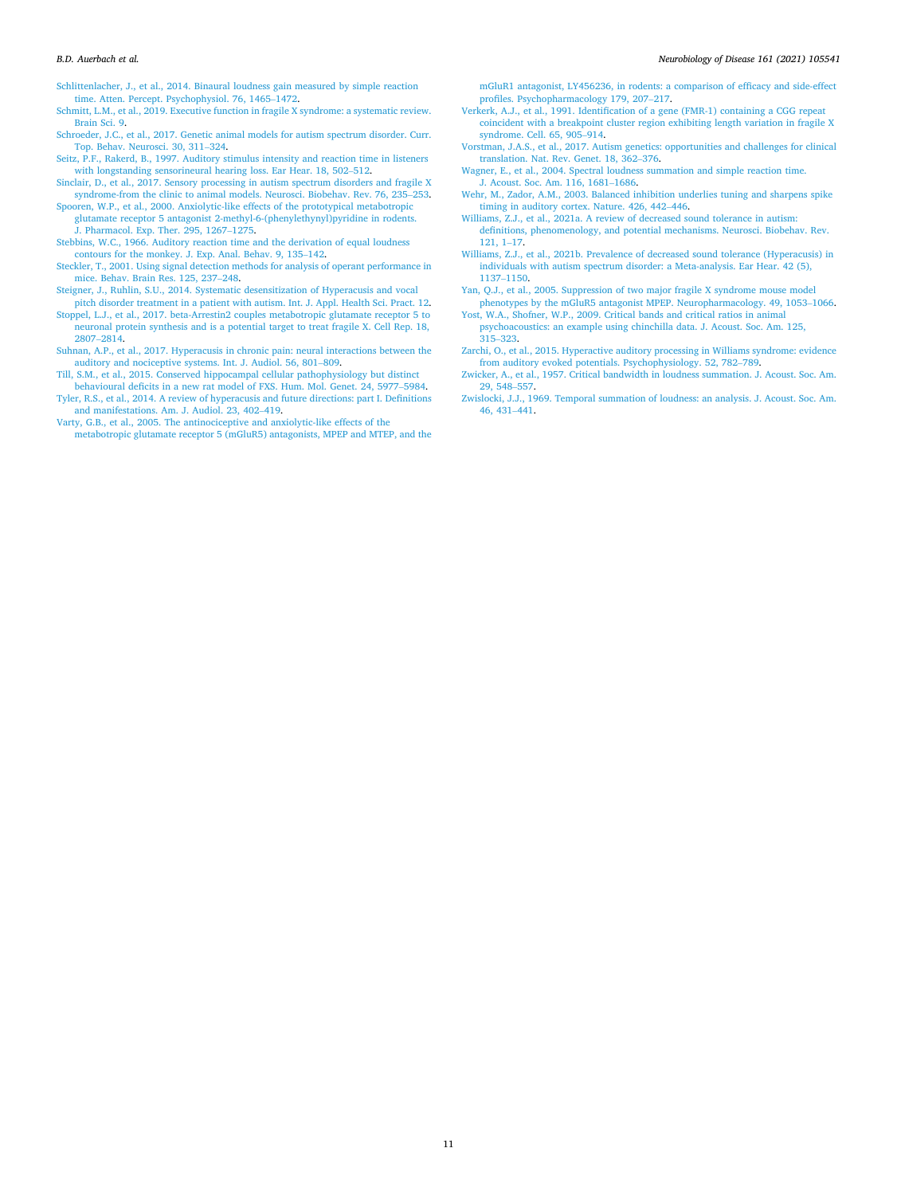Schlittenlacher, J., et al., 2014. Binaural loudness gain measured by simple reaction time. Atten. Percept. Psychophysiol. 76, 1465–1472.

Schmitt, L.M., et al., 2019. Executive function in fragile X syndrome: a systematic review. Brain Sci. 9.

Schroeder, J.C., et al., 2017. Genetic animal models for autism spectrum disorder. Curr. Top. Behav. Neurosci. 30, 311–324.

Seitz, P.F., Rakerd, B., 1997. Auditory stimulus intensity and reaction time in listeners with longstanding sensorineural hearing loss. Ear Hear. 18, 502–512.

Sinclair, D., et al., 2017. Sensory processing in autism spectrum disorders and fragile X syndrome-from the clinic to animal models. Neurosci. Biobehav. Rev. 76, 235–253.

Spooren, W.P., et al., 2000. Anxiolytic-like effects of the prototypical metabotropic glutamate receptor 5 antagonist 2-methyl-6-(phenylethynyl)pyridine in rodents. J. Pharmacol. Exp. Ther. 295, 1267–1275.

Stebbins, W.C., 1966. Auditory reaction time and the derivation of equal loudness contours for the monkey. J. Exp. Anal. Behav. 9, 135–142.

Steckler, T., 2001. Using signal detection methods for analysis of operant performance in mice. Behav. Brain Res. 125, 237–248.

Steigner, J., Ruhlin, S.U., 2014. Systematic desensitization of Hyperacusis and vocal pitch disorder treatment in a patient with autism. Int. J. Appl. Health Sci. Pract. 12.

Stoppel, L.J., et al., 2017. beta-Arrestin2 couples metabotropic glutamate receptor 5 to neuronal protein synthesis and is a potential target to treat fragile X. Cell Rep. 18, 2807–2814.

Suhnan, A.P., et al., 2017. Hyperacusis in chronic pain: neural interactions between the auditory and nociceptive systems. Int. J. Audiol. 56, 801–809.

Till, S.M., et al., 2015. Conserved hippocampal cellular pathophysiology but distinct behavioural deficits in a new rat model of FXS. Hum. Mol. Genet. 24, 5977–5984.

Tyler, R.S., et al., 2014. A review of hyperacusis and future directions: part I. Definitions and manifestations. Am. J. Audiol. 23, 402–419.

Varty, G.B., et al., 2005. The antinociceptive and anxiolytic-like effects of the metabotropic glutamate receptor 5 (mGluR5) antagonists, MPEP and MTEP, and the mGluR1 antagonist, LY456236, in rodents: a comparison of efficacy and side-effect profiles. Psychopharmacology 179, 207–217.

Verkerk, A.J., et al., 1991. Identification of a gene (FMR-1) containing a CGG repeat coincident with a breakpoint cluster region exhibiting length variation in fragile X syndrome. Cell. 65, 905–914.

Vorstman, J.A.S., et al., 2017. Autism genetics: opportunities and challenges for clinical translation. Nat. Rev. Genet. 18, 362–376.

Wagner, E., et al., 2004. Spectral loudness summation and simple reaction time. J. Acoust. Soc. Am. 116, 1681–1686.

Wehr, M., Zador, A.M., 2003. Balanced inhibition underlies tuning and sharpens spike timing in auditory cortex. Nature. 426, 442–446.

Williams, Z.J., et al., 2021a. A review of decreased sound tolerance in autism: definitions, phenomenology, and potential mechanisms. Neurosci. Biobehav. Rev. 121, 1–17.

Williams, Z.J., et al., 2021b. Prevalence of decreased sound tolerance (Hyperacusis) in individuals with autism spectrum disorder: a Meta-analysis. Ear Hear. 42 (5), 1137–1150.

Yan, Q.J., et al., 2005. Suppression of two major fragile X syndrome mouse model phenotypes by the mGluR5 antagonist MPEP. Neuropharmacology. 49, 1053–1066.

Yost, W.A., Shofner, W.P., 2009. Critical bands and critical ratios in animal psychoacoustics: an example using chinchilla data. J. Acoust. Soc. Am. 125, 315–323.

Zarchi, O., et al., 2015. Hyperactive auditory processing in Williams syndrome: evidence from auditory evoked potentials. Psychophysiology. 52, 782–789.

Zwicker, A., et al., 1957. Critical bandwidth in loudness summation. J. Acoust. Soc. Am. 29, 548–557.

Zwislocki, J.J., 1969. Temporal summation of loudness: an analysis. J. Acoust. Soc. Am. 46, 431–441.